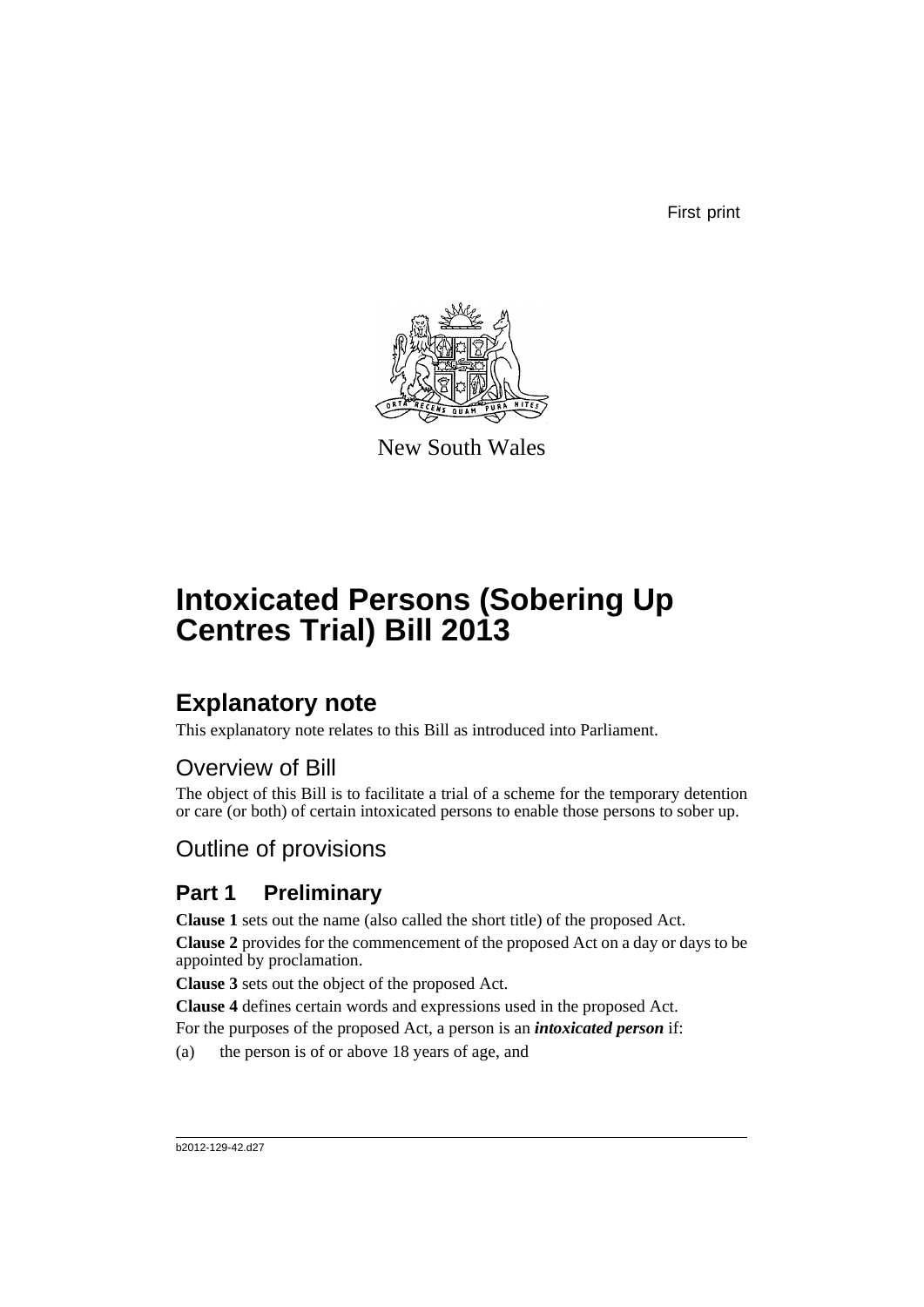First print

New South Wales

# Intoxicated Persons (Sobering Up Centres Trial) Bill 2013

## Explanatory note

This explanatory note relates to this Bill as introduced into Parliament.

### Overview of Bill

The object of this Bill is to facilitate a trial of a scheme for the temporary detention or care (or both) of certain intoxicated persons to enable those persons to sober up.

### Outline of provisions

### Part 1 Preliminary

**Clause 1** sets out the name (also called the short title) of the proposed Act.

**Clause 2** provides for the commencement of the proposed Act on a day or days to be appointed by proclamation.

**Clause 3** sets out the object of the proposed Act.

**Clause 4** defines certain words and expressions used in the proposed Act.

For the purposes of the proposed Act, a person is an ***intoxicated person*** if:

(a) the person is of or above 18 years of age, and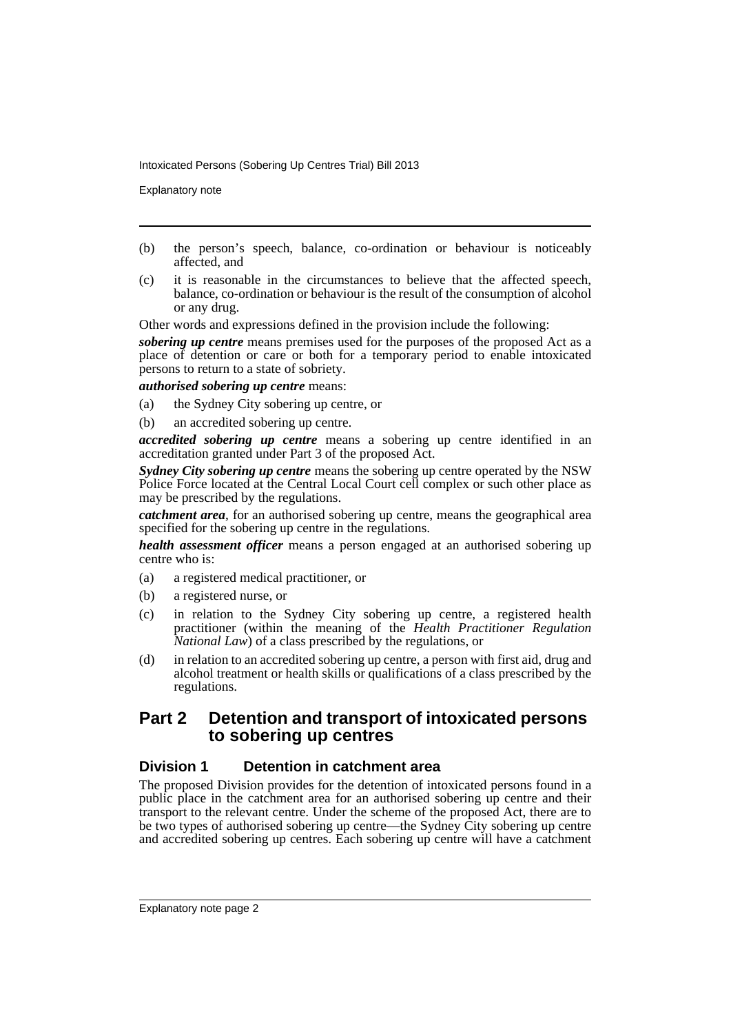(b) the person's speech, balance, co-ordination or behaviour is noticeably affected, and

(c) it is reasonable in the circumstances to believe that the affected speech, balance, co-ordination or behaviour is the result of the consumption of alcohol or any drug.

Other words and expressions defined in the provision include the following:

***sobering up centre*** means premises used for the purposes of the proposed Act as a place of detention or care or both for a temporary period to enable intoxicated persons to return to a state of sobriety.

***authorised sobering up centre*** means:

(a) the Sydney City sobering up centre, or

(b) an accredited sobering up centre.

***accredited sobering up centre*** means a sobering up centre identified in an accreditation granted under Part 3 of the proposed Act.

***Sydney City sobering up centre*** means the sobering up centre operated by the NSW Police Force located at the Central Local Court cell complex or such other place as may be prescribed by the regulations.

***catchment area***, for an authorised sobering up centre, means the geographical area specified for the sobering up centre in the regulations.

***health assessment officer*** means a person engaged at an authorised sobering up centre who is:

(a) a registered medical practitioner, or

(b) a registered nurse, or

(c) in relation to the Sydney City sobering up centre, a registered health practitioner (within the meaning of the *Health Practitioner Regulation National Law*) of a class prescribed by the regulations, or

(d) in relation to an accredited sobering up centre, a person with first aid, drug and alcohol treatment or health skills or qualifications of a class prescribed by the regulations.

## Part 2 Detention and transport of intoxicated persons to sobering up centres

### Division 1 Detention in catchment area

The proposed Division provides for the detention of intoxicated persons found in a public place in the catchment area for an authorised sobering up centre and their transport to the relevant centre. Under the scheme of the proposed Act, there are to be two types of authorised sobering up centre—the Sydney City sobering up centre and accredited sobering up centres. Each sobering up centre will have a catchment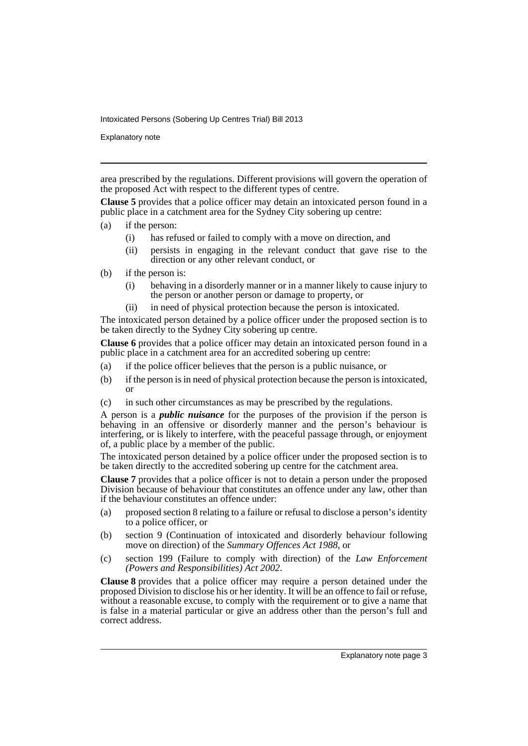area prescribed by the regulations. Different provisions will govern the operation of the proposed Act with respect to the different types of centre.

**Clause 5** provides that a police officer may detain an intoxicated person found in a public place in a catchment area for the Sydney City sobering up centre:

(a) if the person:

  (i) has refused or failed to comply with a move on direction, and

  (ii) persists in engaging in the relevant conduct that gave rise to the direction or any other relevant conduct, or

(b) if the person is:

  (i) behaving in a disorderly manner or in a manner likely to cause injury to the person or another person or damage to property, or

  (ii) in need of physical protection because the person is intoxicated.

The intoxicated person detained by a police officer under the proposed section is to be taken directly to the Sydney City sobering up centre.

**Clause 6** provides that a police officer may detain an intoxicated person found in a public place in a catchment area for an accredited sobering up centre:

(a) if the police officer believes that the person is a public nuisance, or

(b) if the person is in need of physical protection because the person is intoxicated, or

(c) in such other circumstances as may be prescribed by the regulations.

A person is a ***public nuisance*** for the purposes of the provision if the person is behaving in an offensive or disorderly manner and the person's behaviour is interfering, or is likely to interfere, with the peaceful passage through, or enjoyment of, a public place by a member of the public.

The intoxicated person detained by a police officer under the proposed section is to be taken directly to the accredited sobering up centre for the catchment area.

**Clause 7** provides that a police officer is not to detain a person under the proposed Division because of behaviour that constitutes an offence under any law, other than if the behaviour constitutes an offence under:

(a) proposed section 8 relating to a failure or refusal to disclose a person's identity to a police officer, or

(b) section 9 (Continuation of intoxicated and disorderly behaviour following move on direction) of the *Summary Offences Act 1988*, or

(c) section 199 (Failure to comply with direction) of the *Law Enforcement (Powers and Responsibilities) Act 2002*.

**Clause 8** provides that a police officer may require a person detained under the proposed Division to disclose his or her identity. It will be an offence to fail or refuse, without a reasonable excuse, to comply with the requirement or to give a name that is false in a material particular or give an address other than the person's full and correct address.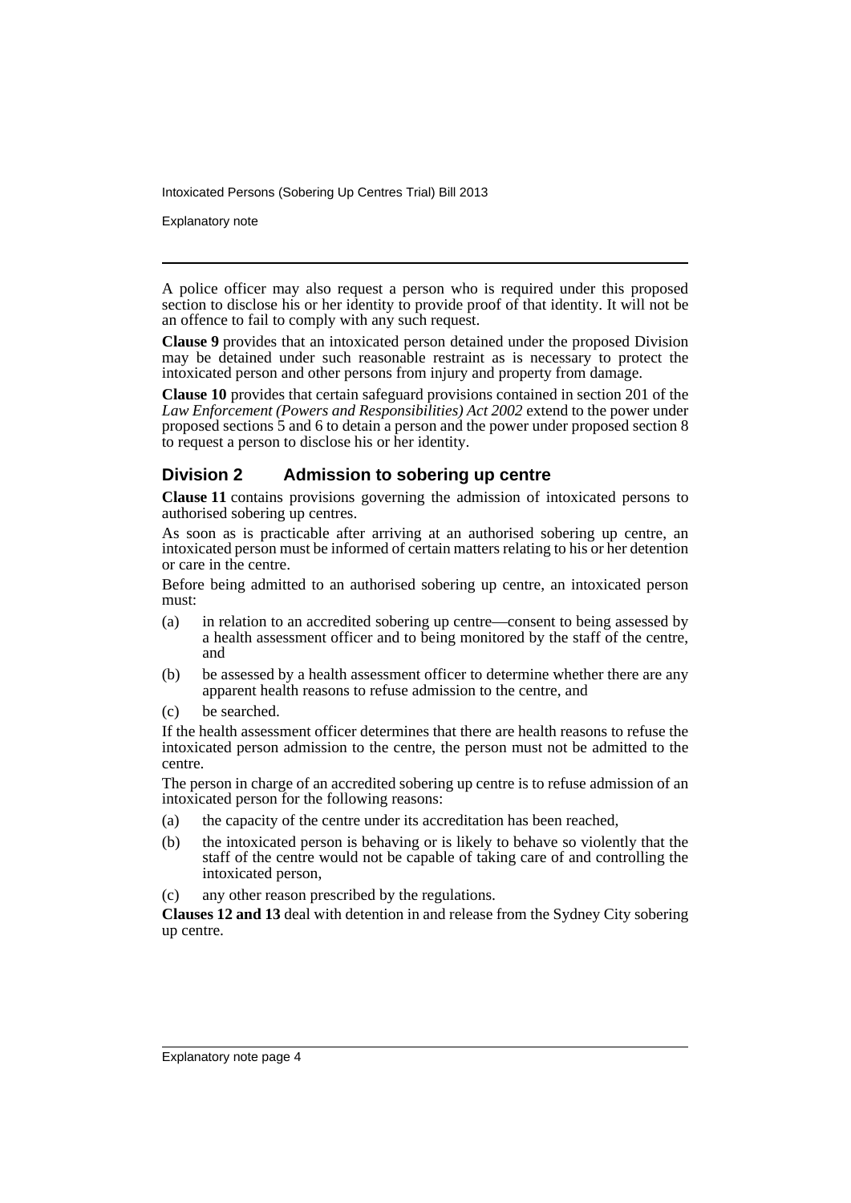A police officer may also request a person who is required under this proposed section to disclose his or her identity to provide proof of that identity. It will not be an offence to fail to comply with any such request.

**Clause 9** provides that an intoxicated person detained under the proposed Division may be detained under such reasonable restraint as is necessary to protect the intoxicated person and other persons from injury and property from damage.

**Clause 10** provides that certain safeguard provisions contained in section 201 of the *Law Enforcement (Powers and Responsibilities) Act 2002* extend to the power under proposed sections 5 and 6 to detain a person and the power under proposed section 8 to request a person to disclose his or her identity.

## Division 2 Admission to sobering up centre

**Clause 11** contains provisions governing the admission of intoxicated persons to authorised sobering up centres.

As soon as is practicable after arriving at an authorised sobering up centre, an intoxicated person must be informed of certain matters relating to his or her detention or care in the centre.

Before being admitted to an authorised sobering up centre, an intoxicated person must:

(a) in relation to an accredited sobering up centre—consent to being assessed by a health assessment officer and to being monitored by the staff of the centre, and

(b) be assessed by a health assessment officer to determine whether there are any apparent health reasons to refuse admission to the centre, and

(c) be searched.

If the health assessment officer determines that there are health reasons to refuse the intoxicated person admission to the centre, the person must not be admitted to the centre.

The person in charge of an accredited sobering up centre is to refuse admission of an intoxicated person for the following reasons:

(a) the capacity of the centre under its accreditation has been reached,

(b) the intoxicated person is behaving or is likely to behave so violently that the staff of the centre would not be capable of taking care of and controlling the intoxicated person,

(c) any other reason prescribed by the regulations.

**Clauses 12 and 13** deal with detention in and release from the Sydney City sobering up centre.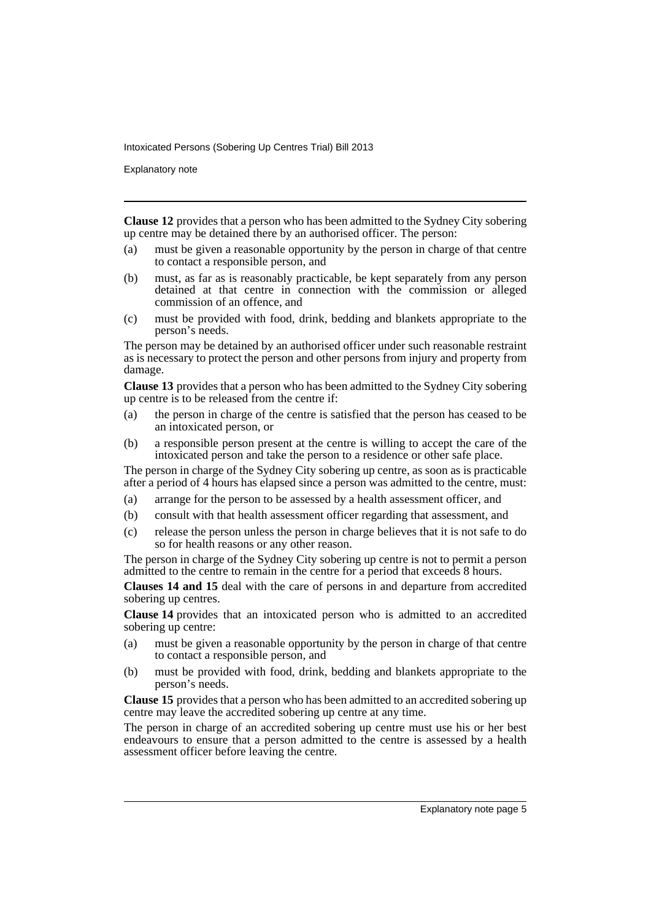**Clause 12** provides that a person who has been admitted to the Sydney City sobering up centre may be detained there by an authorised officer. The person:

(a) must be given a reasonable opportunity by the person in charge of that centre to contact a responsible person, and

(b) must, as far as is reasonably practicable, be kept separately from any person detained at that centre in connection with the commission or alleged commission of an offence, and

(c) must be provided with food, drink, bedding and blankets appropriate to the person's needs.

The person may be detained by an authorised officer under such reasonable restraint as is necessary to protect the person and other persons from injury and property from damage.

**Clause 13** provides that a person who has been admitted to the Sydney City sobering up centre is to be released from the centre if:

(a) the person in charge of the centre is satisfied that the person has ceased to be an intoxicated person, or

(b) a responsible person present at the centre is willing to accept the care of the intoxicated person and take the person to a residence or other safe place.

The person in charge of the Sydney City sobering up centre, as soon as is practicable after a period of 4 hours has elapsed since a person was admitted to the centre, must:

(a) arrange for the person to be assessed by a health assessment officer, and

(b) consult with that health assessment officer regarding that assessment, and

(c) release the person unless the person in charge believes that it is not safe to do so for health reasons or any other reason.

The person in charge of the Sydney City sobering up centre is not to permit a person admitted to the centre to remain in the centre for a period that exceeds 8 hours.

**Clauses 14 and 15** deal with the care of persons in and departure from accredited sobering up centres.

**Clause 14** provides that an intoxicated person who is admitted to an accredited sobering up centre:

(a) must be given a reasonable opportunity by the person in charge of that centre to contact a responsible person, and

(b) must be provided with food, drink, bedding and blankets appropriate to the person's needs.

**Clause 15** provides that a person who has been admitted to an accredited sobering up centre may leave the accredited sobering up centre at any time.

The person in charge of an accredited sobering up centre must use his or her best endeavours to ensure that a person admitted to the centre is assessed by a health assessment officer before leaving the centre.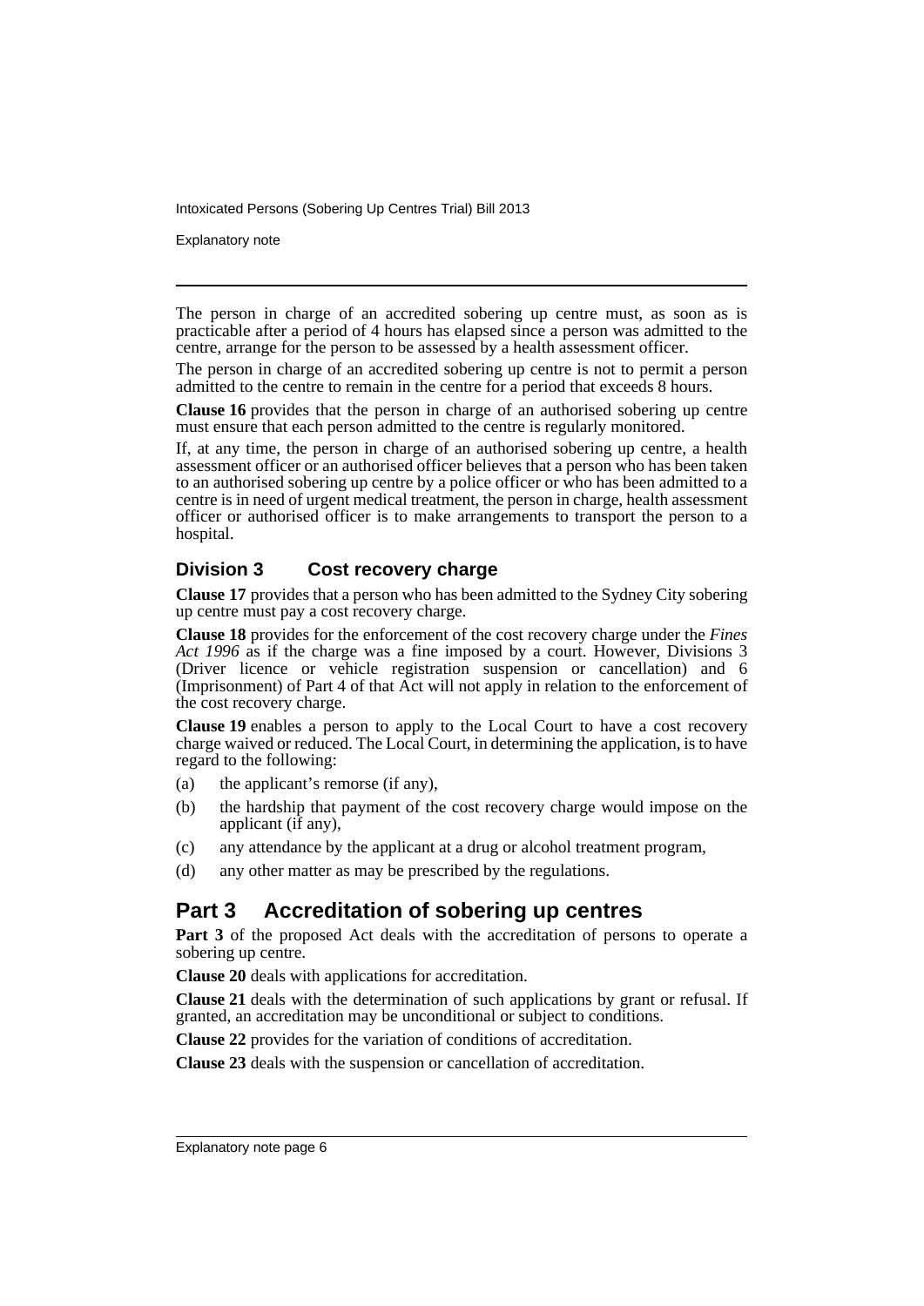The person in charge of an accredited sobering up centre must, as soon as is practicable after a period of 4 hours has elapsed since a person was admitted to the centre, arrange for the person to be assessed by a health assessment officer.

The person in charge of an accredited sobering up centre is not to permit a person admitted to the centre to remain in the centre for a period that exceeds 8 hours.

**Clause 16** provides that the person in charge of an authorised sobering up centre must ensure that each person admitted to the centre is regularly monitored.

If, at any time, the person in charge of an authorised sobering up centre, a health assessment officer or an authorised officer believes that a person who has been taken to an authorised sobering up centre by a police officer or who has been admitted to a centre is in need of urgent medical treatment, the person in charge, health assessment officer or authorised officer is to make arrangements to transport the person to a hospital.

### Division 3 Cost recovery charge

**Clause 17** provides that a person who has been admitted to the Sydney City sobering up centre must pay a cost recovery charge.

**Clause 18** provides for the enforcement of the cost recovery charge under the *Fines Act 1996* as if the charge was a fine imposed by a court. However, Divisions 3 (Driver licence or vehicle registration suspension or cancellation) and 6 (Imprisonment) of Part 4 of that Act will not apply in relation to the enforcement of the cost recovery charge.

**Clause 19** enables a person to apply to the Local Court to have a cost recovery charge waived or reduced. The Local Court, in determining the application, is to have regard to the following:

(a) the applicant's remorse (if any),

(b) the hardship that payment of the cost recovery charge would impose on the applicant (if any),

(c) any attendance by the applicant at a drug or alcohol treatment program,

(d) any other matter as may be prescribed by the regulations.

## Part 3 Accreditation of sobering up centres

**Part 3** of the proposed Act deals with the accreditation of persons to operate a sobering up centre.

**Clause 20** deals with applications for accreditation.

**Clause 21** deals with the determination of such applications by grant or refusal. If granted, an accreditation may be unconditional or subject to conditions.

**Clause 22** provides for the variation of conditions of accreditation.

**Clause 23** deals with the suspension or cancellation of accreditation.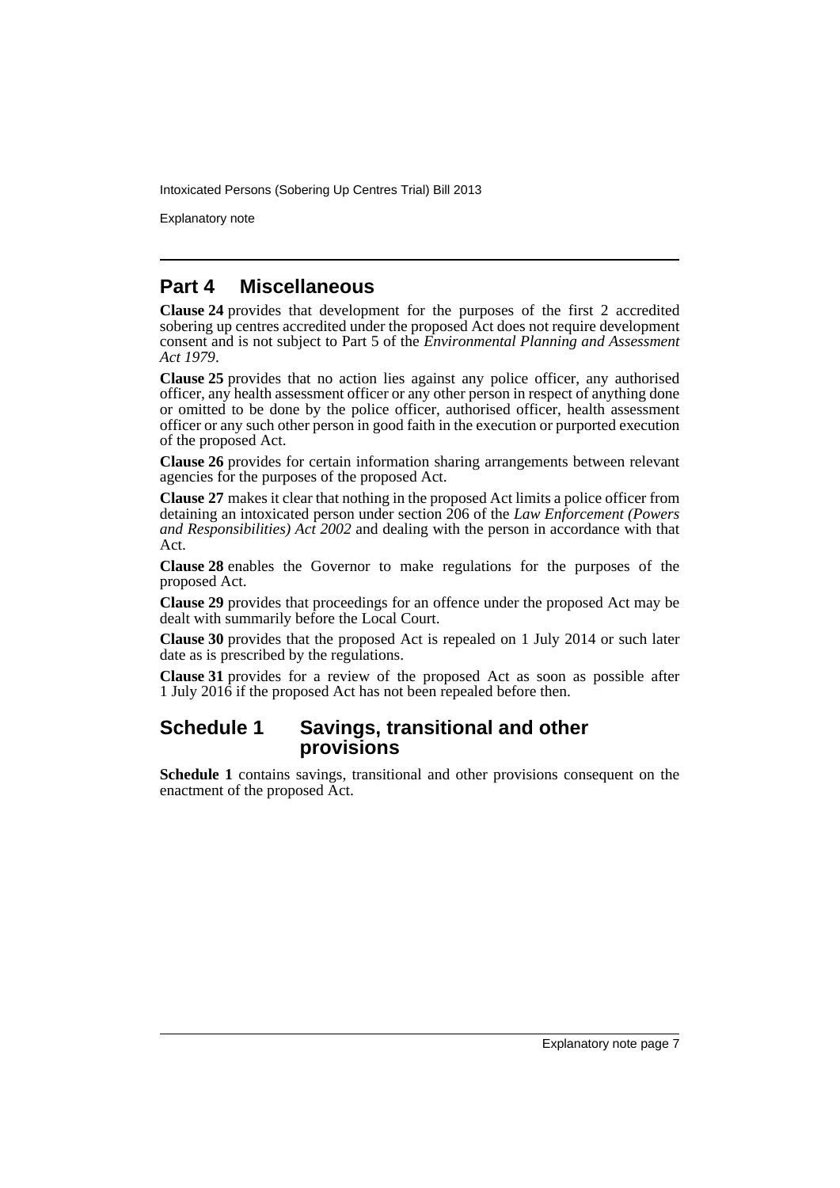## Part 4 Miscellaneous

**Clause 24** provides that development for the purposes of the first 2 accredited sobering up centres accredited under the proposed Act does not require development consent and is not subject to Part 5 of the *Environmental Planning and Assessment Act 1979*.

**Clause 25** provides that no action lies against any police officer, any authorised officer, any health assessment officer or any other person in respect of anything done or omitted to be done by the police officer, authorised officer, health assessment officer or any such other person in good faith in the execution or purported execution of the proposed Act.

**Clause 26** provides for certain information sharing arrangements between relevant agencies for the purposes of the proposed Act.

**Clause 27** makes it clear that nothing in the proposed Act limits a police officer from detaining an intoxicated person under section 206 of the *Law Enforcement (Powers and Responsibilities) Act 2002* and dealing with the person in accordance with that Act.

**Clause 28** enables the Governor to make regulations for the purposes of the proposed Act.

**Clause 29** provides that proceedings for an offence under the proposed Act may be dealt with summarily before the Local Court.

**Clause 30** provides that the proposed Act is repealed on 1 July 2014 or such later date as is prescribed by the regulations.

**Clause 31** provides for a review of the proposed Act as soon as possible after 1 July 2016 if the proposed Act has not been repealed before then.

## Schedule 1 Savings, transitional and other provisions

**Schedule 1** contains savings, transitional and other provisions consequent on the enactment of the proposed Act.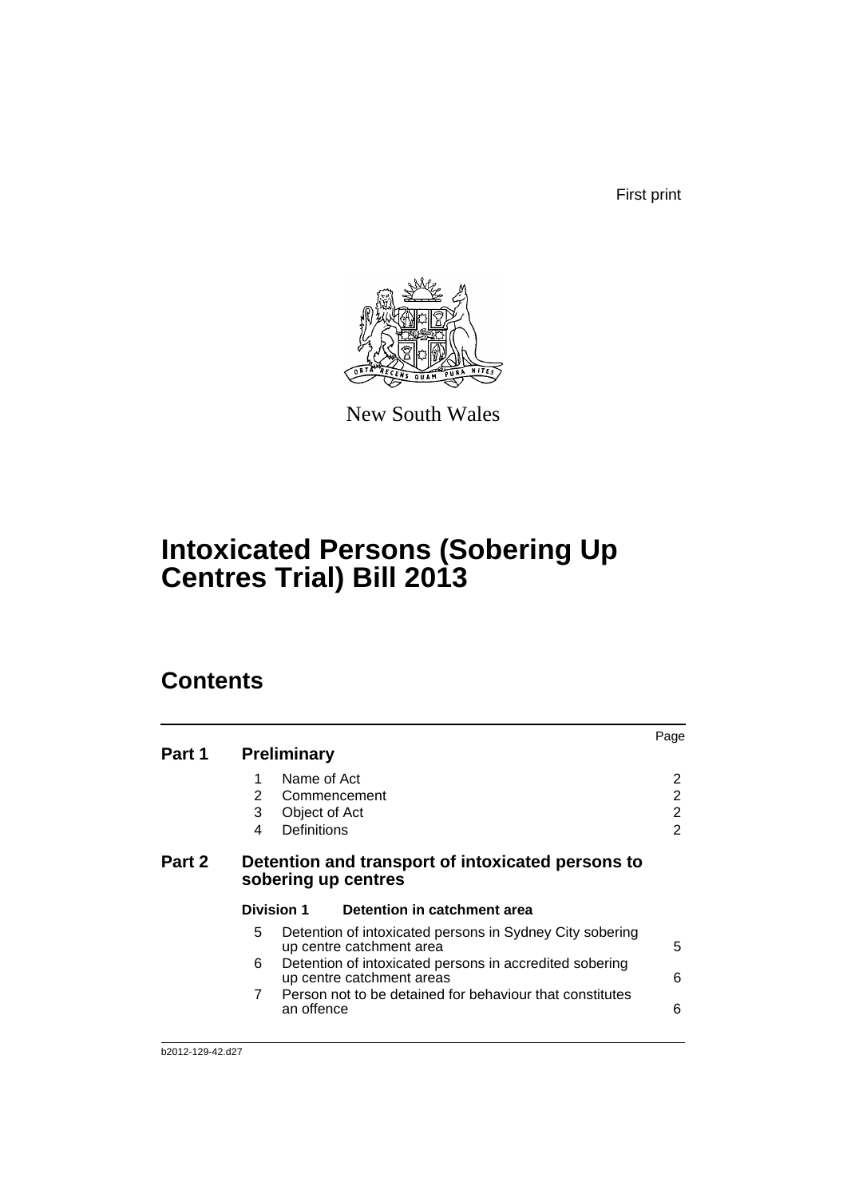First print

New South Wales

# Intoxicated Persons (Sobering Up Centres Trial) Bill 2013

## Contents

| | | | Page |
|---|---|---|---|
| **Part 1** | **Preliminary** | | |
| | 1 | Name of Act | 2 |
| | 2 | Commencement | 2 |
| | 3 | Object of Act | 2 |
| | 4 | Definitions | 2 |
| **Part 2** | **Detention and transport of intoxicated persons to sobering up centres** | | |
| | **Division 1** | **Detention in catchment area** | |
| | 5 | Detention of intoxicated persons in Sydney City sobering up centre catchment area | 5 |
| | 6 | Detention of intoxicated persons in accredited sobering up centre catchment areas | 6 |
| | 7 | Person not to be detained for behaviour that constitutes an offence | 6 |

b2012-129-42.d27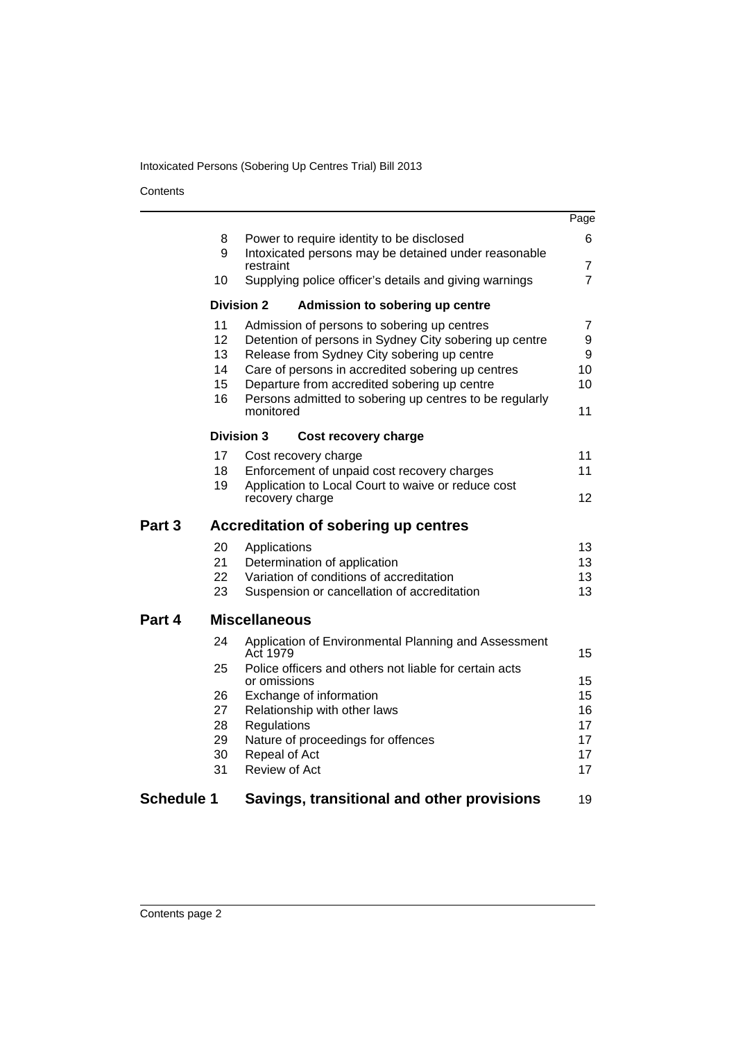Contents

| | | | Page |
|---|---|---|---|
| | 8 | Power to require identity to be disclosed | 6 |
| | 9 | Intoxicated persons may be detained under reasonable restraint | 7 |
| | 10 | Supplying police officer's details and giving warnings | 7 |
| | **Division 2** | **Admission to sobering up centre** | |
| | 11 | Admission of persons to sobering up centres | 7 |
| | 12 | Detention of persons in Sydney City sobering up centre | 9 |
| | 13 | Release from Sydney City sobering up centre | 9 |
| | 14 | Care of persons in accredited sobering up centres | 10 |
| | 15 | Departure from accredited sobering up centre | 10 |
| | 16 | Persons admitted to sobering up centres to be regularly monitored | 11 |
| | **Division 3** | **Cost recovery charge** | |
| | 17 | Cost recovery charge | 11 |
| | 18 | Enforcement of unpaid cost recovery charges | 11 |
| | 19 | Application to Local Court to waive or reduce cost recovery charge | 12 |
| **Part 3** | | **Accreditation of sobering up centres** | |
| | 20 | Applications | 13 |
| | 21 | Determination of application | 13 |
| | 22 | Variation of conditions of accreditation | 13 |
| | 23 | Suspension or cancellation of accreditation | 13 |
| **Part 4** | | **Miscellaneous** | |
| | 24 | Application of Environmental Planning and Assessment Act 1979 | 15 |
| | 25 | Police officers and others not liable for certain acts or omissions | 15 |
| | 26 | Exchange of information | 15 |
| | 27 | Relationship with other laws | 16 |
| | 28 | Regulations | 17 |
| | 29 | Nature of proceedings for offences | 17 |
| | 30 | Repeal of Act | 17 |
| | 31 | Review of Act | 17 |
| **Schedule 1** | | **Savings, transitional and other provisions** | 19 |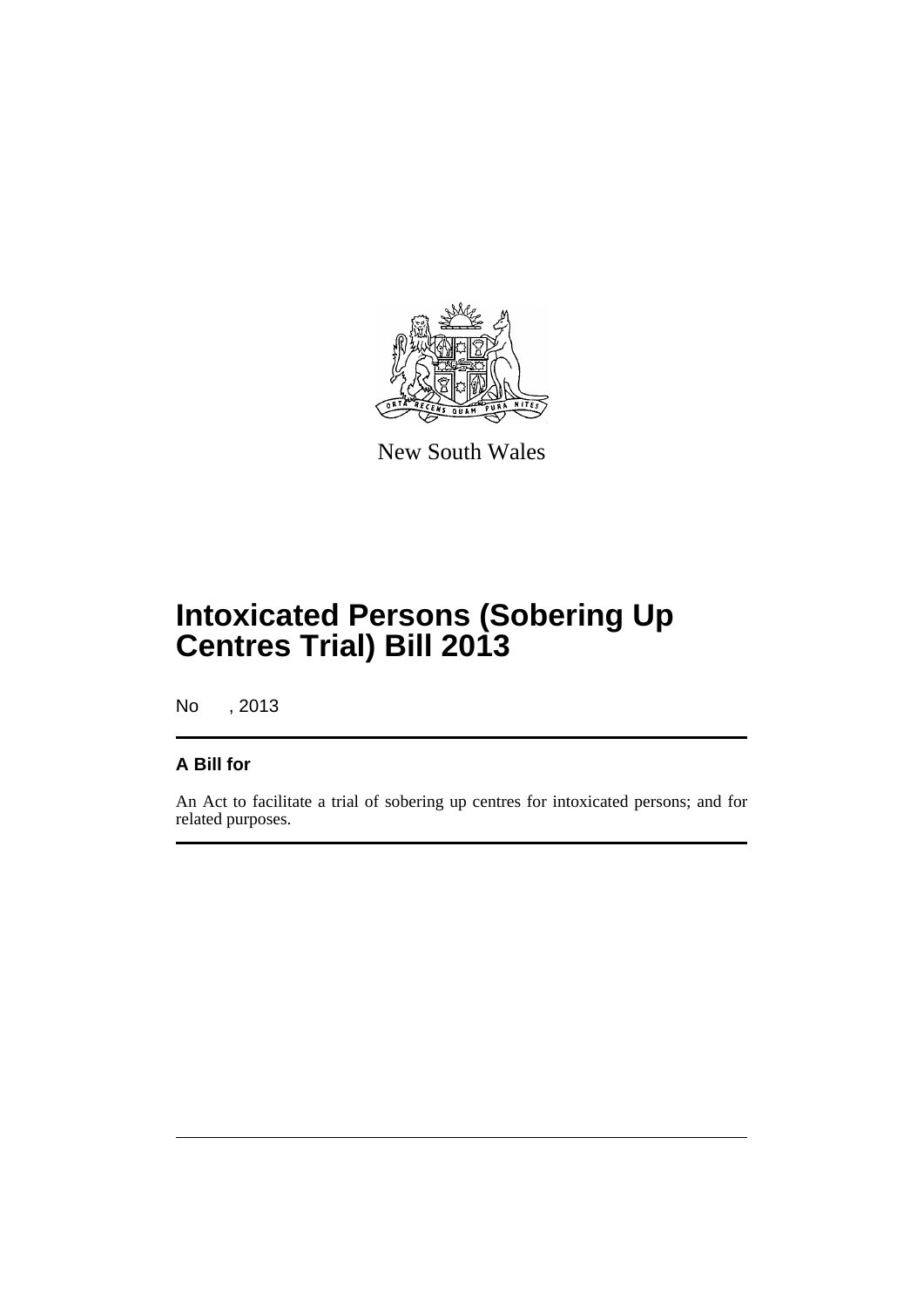New South Wales

# Intoxicated Persons (Sobering Up Centres Trial) Bill 2013

No , 2013

**A Bill for**

An Act to facilitate a trial of sobering up centres for intoxicated persons; and for related purposes.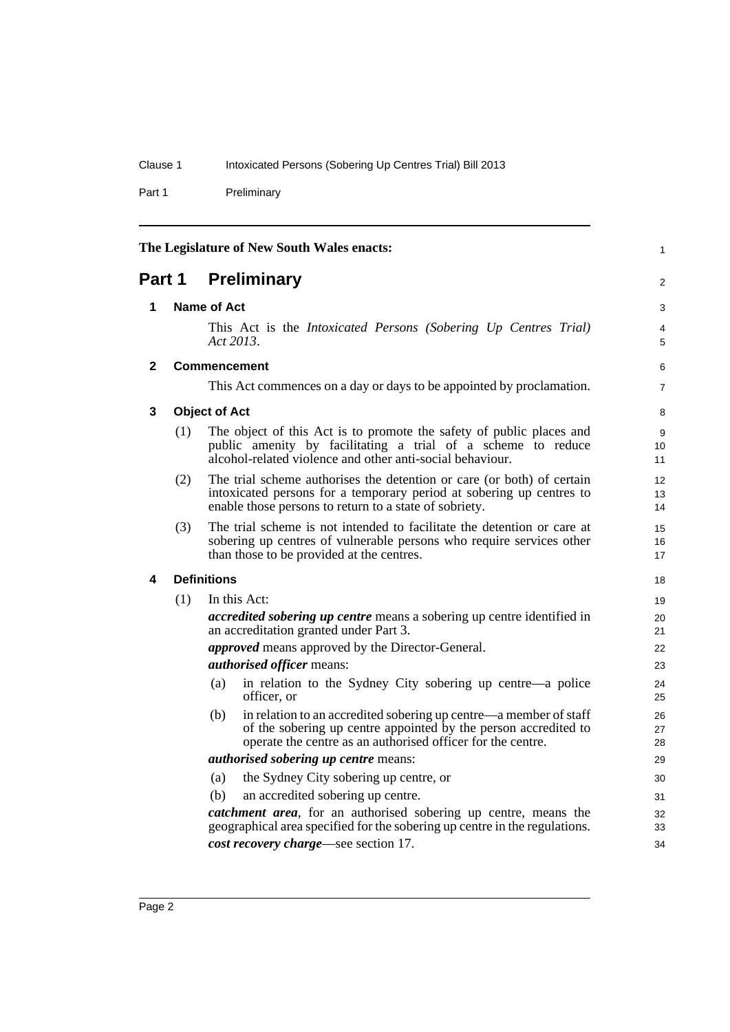The Legislature of New South Wales enacts:

# Part 1 Preliminary

## 1 Name of Act

This Act is the *Intoxicated Persons (Sobering Up Centres Trial) Act 2013*.

## 2 Commencement

This Act commences on a day or days to be appointed by proclamation.

## 3 Object of Act

(1) The object of this Act is to promote the safety of public places and public amenity by facilitating a trial of a scheme to reduce alcohol-related violence and other anti-social behaviour.

(2) The trial scheme authorises the detention or care (or both) of certain intoxicated persons for a temporary period at sobering up centres to enable those persons to return to a state of sobriety.

(3) The trial scheme is not intended to facilitate the detention or care at sobering up centres of vulnerable persons who require services other than those to be provided at the centres.

## 4 Definitions

(1) In this Act:

***accredited sobering up centre*** means a sobering up centre identified in an accreditation granted under Part 3.

***approved*** means approved by the Director-General.

***authorised officer*** means:

- (a) in relation to the Sydney City sobering up centre—a police officer, or
- (b) in relation to an accredited sobering up centre—a member of staff of the sobering up centre appointed by the person accredited to operate the centre as an authorised officer for the centre.

***authorised sobering up centre*** means:

- (a) the Sydney City sobering up centre, or
- (b) an accredited sobering up centre.

***catchment area***, for an authorised sobering up centre, means the geographical area specified for the sobering up centre in the regulations.

***cost recovery charge***—see section 17.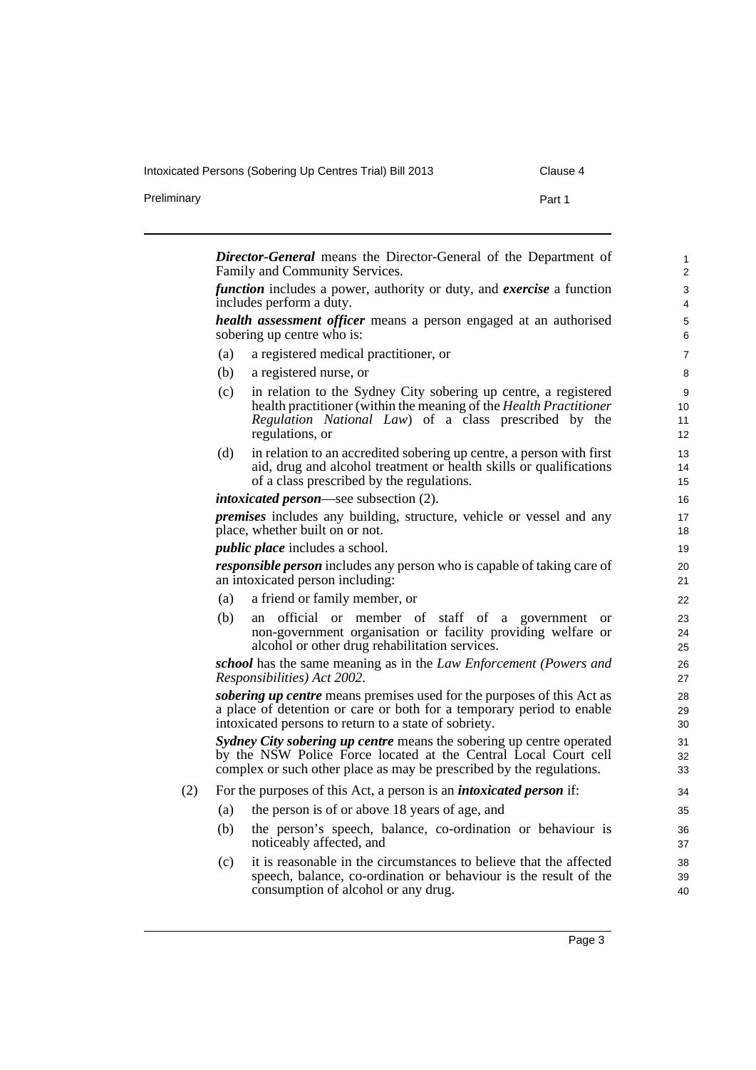***Director-General*** means the Director-General of the Department of Family and Community Services.

***function*** includes a power, authority or duty, and ***exercise*** a function includes perform a duty.

***health assessment officer*** means a person engaged at an authorised sobering up centre who is:

- (a) a registered medical practitioner, or
- (b) a registered nurse, or
- (c) in relation to the Sydney City sobering up centre, a registered health practitioner (within the meaning of the *Health Practitioner Regulation National Law*) of a class prescribed by the regulations, or
- (d) in relation to an accredited sobering up centre, a person with first aid, drug and alcohol treatment or health skills or qualifications of a class prescribed by the regulations.

***intoxicated person***—see subsection (2).

***premises*** includes any building, structure, vehicle or vessel and any place, whether built on or not.

***public place*** includes a school.

***responsible person*** includes any person who is capable of taking care of an intoxicated person including:

- (a) a friend or family member, or
- (b) an official or member of staff of a government or non-government organisation or facility providing welfare or alcohol or other drug rehabilitation services.

***school*** has the same meaning as in the *Law Enforcement (Powers and Responsibilities) Act 2002*.

***sobering up centre*** means premises used for the purposes of this Act as a place of detention or care or both for a temporary period to enable intoxicated persons to return to a state of sobriety.

***Sydney City sobering up centre*** means the sobering up centre operated by the NSW Police Force located at the Central Local Court cell complex or such other place as may be prescribed by the regulations.

(2) For the purposes of this Act, a person is an ***intoxicated person*** if:

- (a) the person is of or above 18 years of age, and
- (b) the person's speech, balance, co-ordination or behaviour is noticeably affected, and
- (c) it is reasonable in the circumstances to believe that the affected speech, balance, co-ordination or behaviour is the result of the consumption of alcohol or any drug.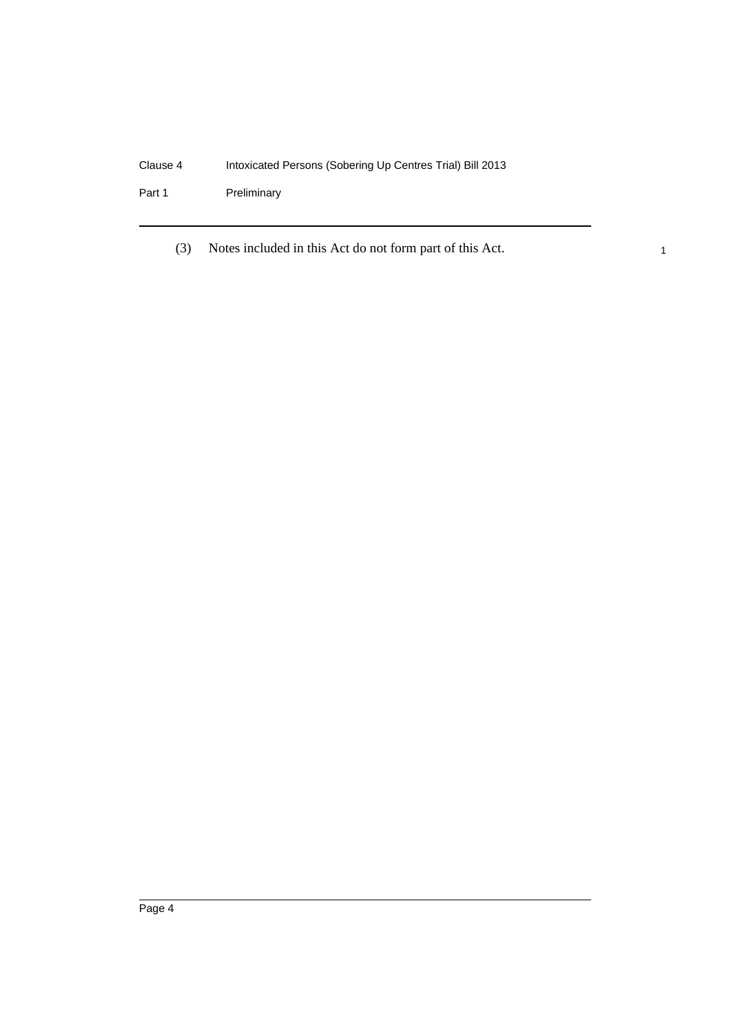(3) Notes included in this Act do not form part of this Act.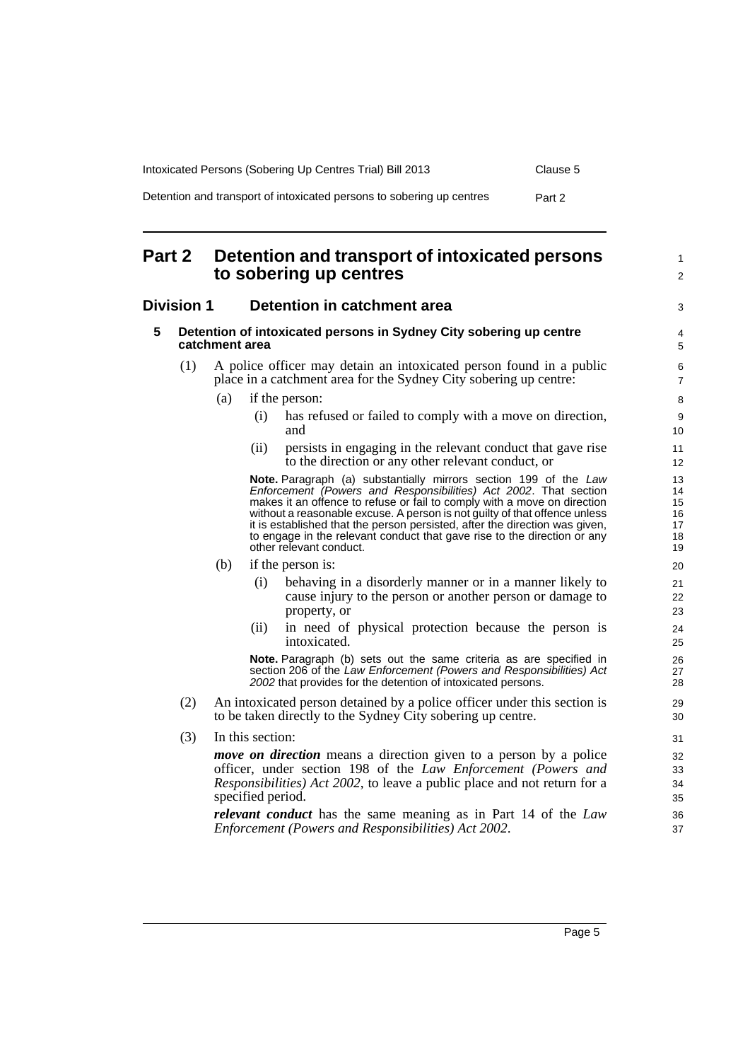# Part 2 Detention and transport of intoxicated persons to sobering up centres

## Division 1 Detention in catchment area

### 5 Detention of intoxicated persons in Sydney City sobering up centre catchment area

(1) A police officer may detain an intoxicated person found in a public place in a catchment area for the Sydney City sobering up centre:

(a) if the person:

(i) has refused or failed to comply with a move on direction, and

(ii) persists in engaging in the relevant conduct that gave rise to the direction or any other relevant conduct, or

**Note.** Paragraph (a) substantially mirrors section 199 of the *Law Enforcement (Powers and Responsibilities) Act 2002*. That section makes it an offence to refuse or fail to comply with a move on direction without a reasonable excuse. A person is not guilty of that offence unless it is established that the person persisted, after the direction was given, to engage in the relevant conduct that gave rise to the direction or any other relevant conduct.

(b) if the person is:

(i) behaving in a disorderly manner or in a manner likely to cause injury to the person or another person or damage to property, or

(ii) in need of physical protection because the person is intoxicated.

**Note.** Paragraph (b) sets out the same criteria as are specified in section 206 of the *Law Enforcement (Powers and Responsibilities) Act 2002* that provides for the detention of intoxicated persons.

(2) An intoxicated person detained by a police officer under this section is to be taken directly to the Sydney City sobering up centre.

(3) In this section:

***move on direction*** means a direction given to a person by a police officer, under section 198 of the *Law Enforcement (Powers and Responsibilities) Act 2002*, to leave a public place and not return for a specified period.

***relevant conduct*** has the same meaning as in Part 14 of the *Law Enforcement (Powers and Responsibilities) Act 2002*.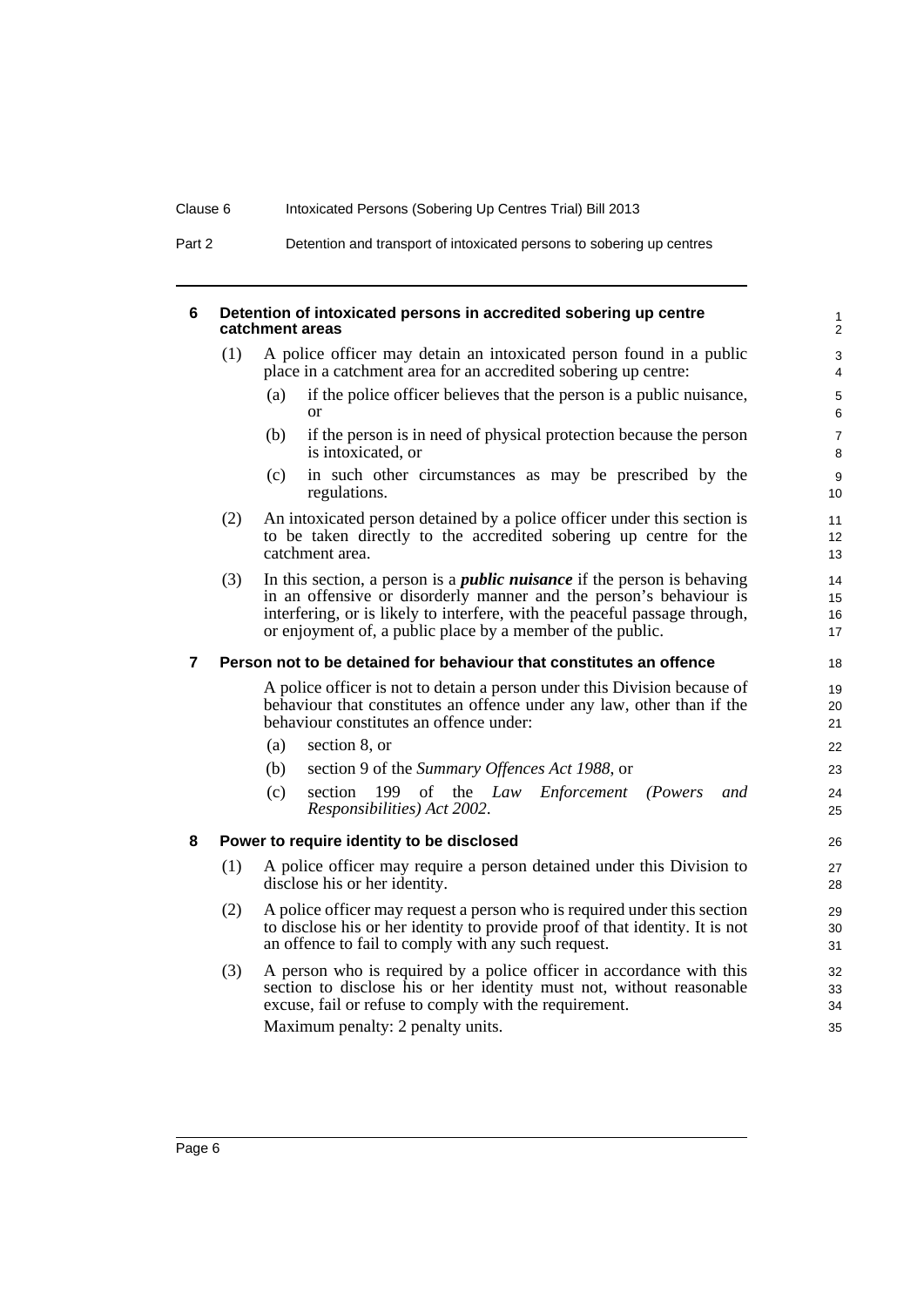## 6 Detention of intoxicated persons in accredited sobering up centre catchment areas

(1) A police officer may detain an intoxicated person found in a public place in a catchment area for an accredited sobering up centre:

(a) if the police officer believes that the person is a public nuisance, or

(b) if the person is in need of physical protection because the person is intoxicated, or

(c) in such other circumstances as may be prescribed by the regulations.

(2) An intoxicated person detained by a police officer under this section is to be taken directly to the accredited sobering up centre for the catchment area.

(3) In this section, a person is a ***public nuisance*** if the person is behaving in an offensive or disorderly manner and the person's behaviour is interfering, or is likely to interfere, with the peaceful passage through, or enjoyment of, a public place by a member of the public.

## 7 Person not to be detained for behaviour that constitutes an offence

A police officer is not to detain a person under this Division because of behaviour that constitutes an offence under any law, other than if the behaviour constitutes an offence under:

(a) section 8, or

(b) section 9 of the *Summary Offences Act 1988*, or

(c) section 199 of the *Law Enforcement (Powers and Responsibilities) Act 2002*.

## 8 Power to require identity to be disclosed

(1) A police officer may require a person detained under this Division to disclose his or her identity.

(2) A police officer may request a person who is required under this section to disclose his or her identity to provide proof of that identity. It is not an offence to fail to comply with any such request.

(3) A person who is required by a police officer in accordance with this section to disclose his or her identity must not, without reasonable excuse, fail or refuse to comply with the requirement.

Maximum penalty: 2 penalty units.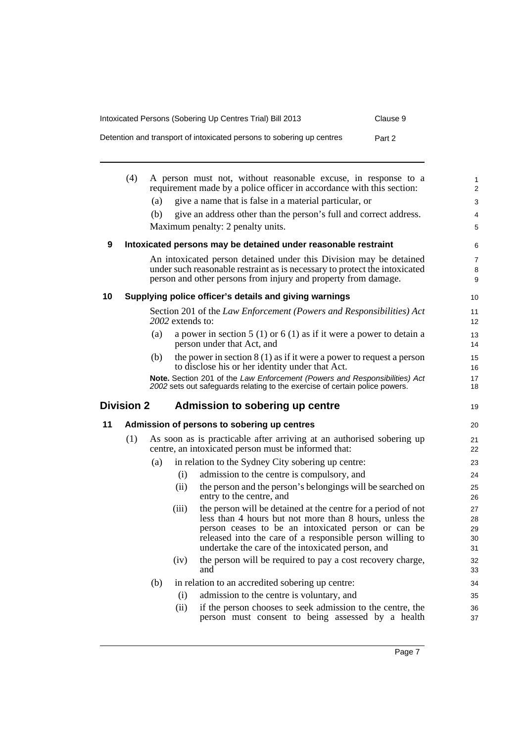(4) A person must not, without reasonable excuse, in response to a requirement made by a police officer in accordance with this section:

(a) give a name that is false in a material particular, or

(b) give an address other than the person's full and correct address.

Maximum penalty: 2 penalty units.

### 9 Intoxicated persons may be detained under reasonable restraint

An intoxicated person detained under this Division may be detained under such reasonable restraint as is necessary to protect the intoxicated person and other persons from injury and property from damage.

### 10 Supplying police officer's details and giving warnings

Section 201 of the *Law Enforcement (Powers and Responsibilities) Act 2002* extends to:

(a) a power in section 5 (1) or 6 (1) as if it were a power to detain a person under that Act, and

(b) the power in section 8 (1) as if it were a power to request a person to disclose his or her identity under that Act.

**Note.** Section 201 of the *Law Enforcement (Powers and Responsibilities) Act 2002* sets out safeguards relating to the exercise of certain police powers.

## Division 2 Admission to sobering up centre

### 11 Admission of persons to sobering up centres

(1) As soon as is practicable after arriving at an authorised sobering up centre, an intoxicated person must be informed that:

(a) in relation to the Sydney City sobering up centre:

(i) admission to the centre is compulsory, and

(ii) the person and the person's belongings will be searched on entry to the centre, and

(iii) the person will be detained at the centre for a period of not less than 4 hours but not more than 8 hours, unless the person ceases to be an intoxicated person or can be released into the care of a responsible person willing to undertake the care of the intoxicated person, and

(iv) the person will be required to pay a cost recovery charge, and

(b) in relation to an accredited sobering up centre:

(i) admission to the centre is voluntary, and

(ii) if the person chooses to seek admission to the centre, the person must consent to being assessed by a health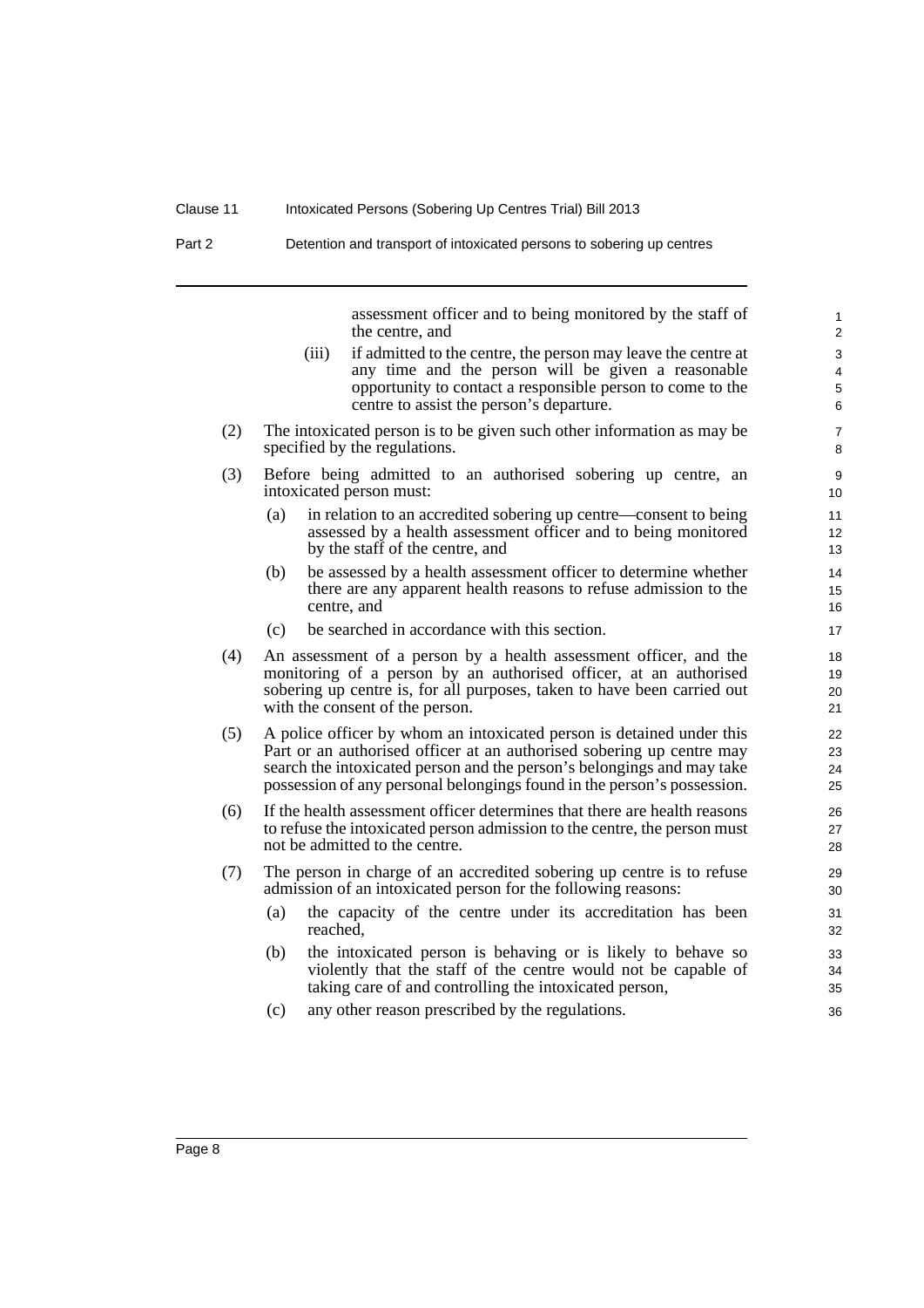assessment officer and to being monitored by the staff of the centre, and

(iii) if admitted to the centre, the person may leave the centre at any time and the person will be given a reasonable opportunity to contact a responsible person to come to the centre to assist the person's departure.

(2) The intoxicated person is to be given such other information as may be specified by the regulations.

(3) Before being admitted to an authorised sobering up centre, an intoxicated person must:

(a) in relation to an accredited sobering up centre—consent to being assessed by a health assessment officer and to being monitored by the staff of the centre, and

(b) be assessed by a health assessment officer to determine whether there are any apparent health reasons to refuse admission to the centre, and

(c) be searched in accordance with this section.

(4) An assessment of a person by a health assessment officer, and the monitoring of a person by an authorised officer, at an authorised sobering up centre is, for all purposes, taken to have been carried out with the consent of the person.

(5) A police officer by whom an intoxicated person is detained under this Part or an authorised officer at an authorised sobering up centre may search the intoxicated person and the person's belongings and may take possession of any personal belongings found in the person's possession.

(6) If the health assessment officer determines that there are health reasons to refuse the intoxicated person admission to the centre, the person must not be admitted to the centre.

(7) The person in charge of an accredited sobering up centre is to refuse admission of an intoxicated person for the following reasons:

(a) the capacity of the centre under its accreditation has been reached,

(b) the intoxicated person is behaving or is likely to behave so violently that the staff of the centre would not be capable of taking care of and controlling the intoxicated person,

(c) any other reason prescribed by the regulations.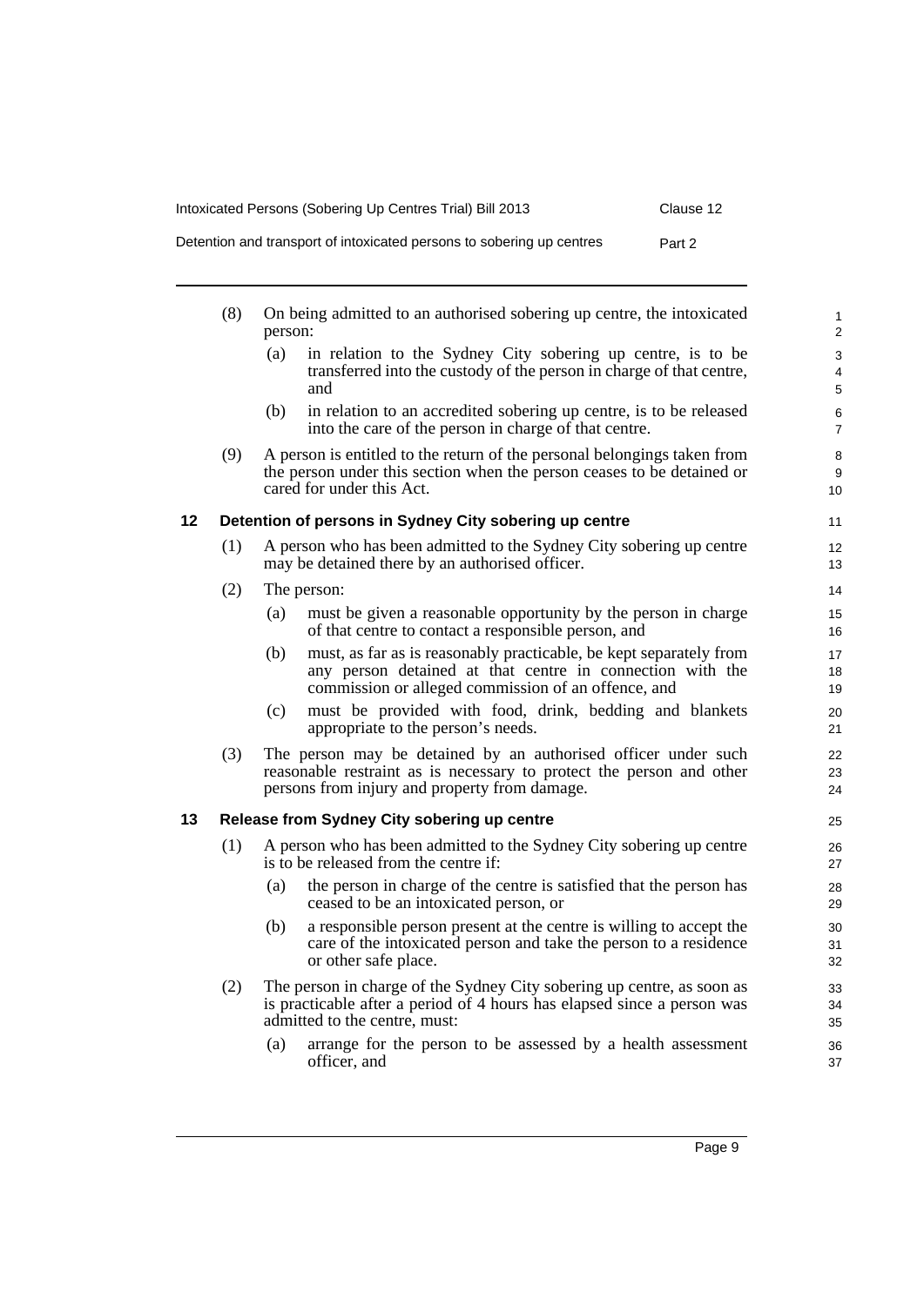(8) On being admitted to an authorised sobering up centre, the intoxicated person:

(a) in relation to the Sydney City sobering up centre, is to be transferred into the custody of the person in charge of that centre, and

(b) in relation to an accredited sobering up centre, is to be released into the care of the person in charge of that centre.

(9) A person is entitled to the return of the personal belongings taken from the person under this section when the person ceases to be detained or cared for under this Act.

### 12 Detention of persons in Sydney City sobering up centre

(1) A person who has been admitted to the Sydney City sobering up centre may be detained there by an authorised officer.

(2) The person:

(a) must be given a reasonable opportunity by the person in charge of that centre to contact a responsible person, and

(b) must, as far as is reasonably practicable, be kept separately from any person detained at that centre in connection with the commission or alleged commission of an offence, and

(c) must be provided with food, drink, bedding and blankets appropriate to the person's needs.

(3) The person may be detained by an authorised officer under such reasonable restraint as is necessary to protect the person and other persons from injury and property from damage.

### 13 Release from Sydney City sobering up centre

(1) A person who has been admitted to the Sydney City sobering up centre is to be released from the centre if:

(a) the person in charge of the centre is satisfied that the person has ceased to be an intoxicated person, or

(b) a responsible person present at the centre is willing to accept the care of the intoxicated person and take the person to a residence or other safe place.

(2) The person in charge of the Sydney City sobering up centre, as soon as is practicable after a period of 4 hours has elapsed since a person was admitted to the centre, must:

(a) arrange for the person to be assessed by a health assessment officer, and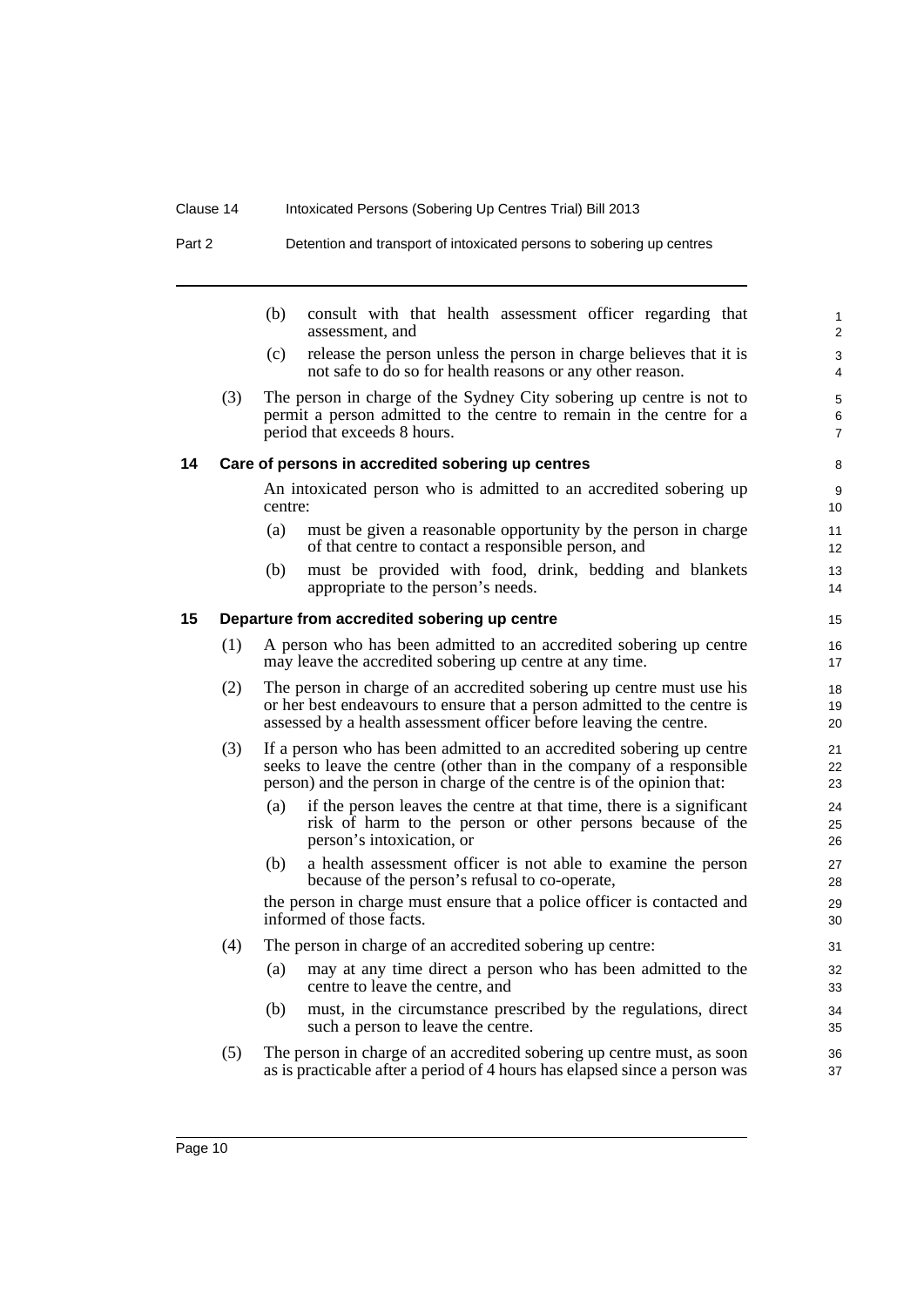(b) consult with that health assessment officer regarding that assessment, and

(c) release the person unless the person in charge believes that it is not safe to do so for health reasons or any other reason.

(3) The person in charge of the Sydney City sobering up centre is not to permit a person admitted to the centre to remain in the centre for a period that exceeds 8 hours.

### 14 Care of persons in accredited sobering up centres

An intoxicated person who is admitted to an accredited sobering up centre:

(a) must be given a reasonable opportunity by the person in charge of that centre to contact a responsible person, and

(b) must be provided with food, drink, bedding and blankets appropriate to the person's needs.

### 15 Departure from accredited sobering up centre

(1) A person who has been admitted to an accredited sobering up centre may leave the accredited sobering up centre at any time.

(2) The person in charge of an accredited sobering up centre must use his or her best endeavours to ensure that a person admitted to the centre is assessed by a health assessment officer before leaving the centre.

(3) If a person who has been admitted to an accredited sobering up centre seeks to leave the centre (other than in the company of a responsible person) and the person in charge of the centre is of the opinion that:

(a) if the person leaves the centre at that time, there is a significant risk of harm to the person or other persons because of the person's intoxication, or

(b) a health assessment officer is not able to examine the person because of the person's refusal to co-operate,

the person in charge must ensure that a police officer is contacted and informed of those facts.

(4) The person in charge of an accredited sobering up centre:

(a) may at any time direct a person who has been admitted to the centre to leave the centre, and

(b) must, in the circumstance prescribed by the regulations, direct such a person to leave the centre.

(5) The person in charge of an accredited sobering up centre must, as soon as is practicable after a period of 4 hours has elapsed since a person was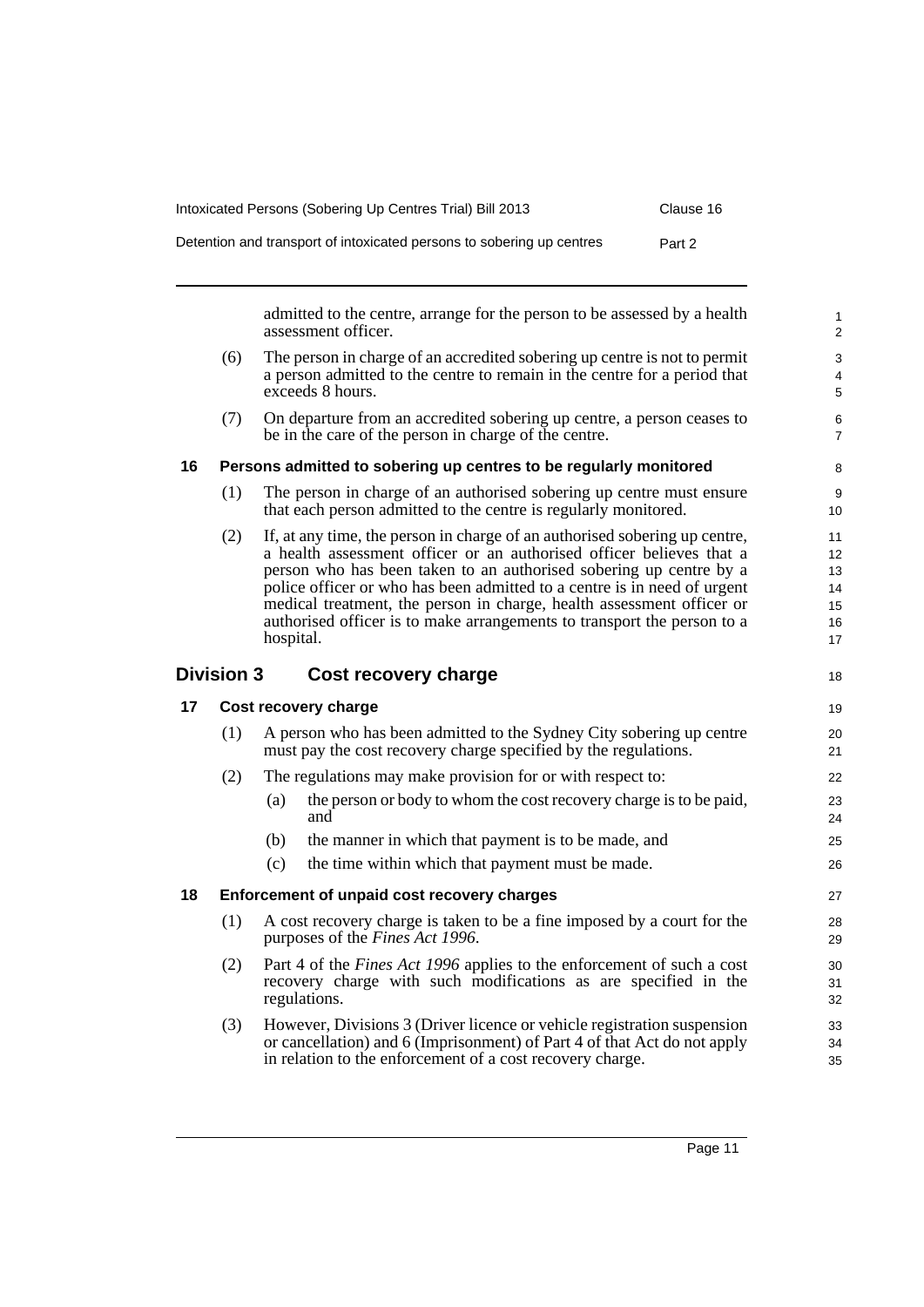admitted to the centre, arrange for the person to be assessed by a health assessment officer.

(6) The person in charge of an accredited sobering up centre is not to permit a person admitted to the centre to remain in the centre for a period that exceeds 8 hours.

(7) On departure from an accredited sobering up centre, a person ceases to be in the care of the person in charge of the centre.

### 16 Persons admitted to sobering up centres to be regularly monitored

(1) The person in charge of an authorised sobering up centre must ensure that each person admitted to the centre is regularly monitored.

(2) If, at any time, the person in charge of an authorised sobering up centre, a health assessment officer or an authorised officer believes that a person who has been taken to an authorised sobering up centre by a police officer or who has been admitted to a centre is in need of urgent medical treatment, the person in charge, health assessment officer or authorised officer is to make arrangements to transport the person to a hospital.

## Division 3 Cost recovery charge

### 17 Cost recovery charge

(1) A person who has been admitted to the Sydney City sobering up centre must pay the cost recovery charge specified by the regulations.

(2) The regulations may make provision for or with respect to:

(a) the person or body to whom the cost recovery charge is to be paid, and

(b) the manner in which that payment is to be made, and

(c) the time within which that payment must be made.

### 18 Enforcement of unpaid cost recovery charges

(1) A cost recovery charge is taken to be a fine imposed by a court for the purposes of the *Fines Act 1996*.

(2) Part 4 of the *Fines Act 1996* applies to the enforcement of such a cost recovery charge with such modifications as are specified in the regulations.

(3) However, Divisions 3 (Driver licence or vehicle registration suspension or cancellation) and 6 (Imprisonment) of Part 4 of that Act do not apply in relation to the enforcement of a cost recovery charge.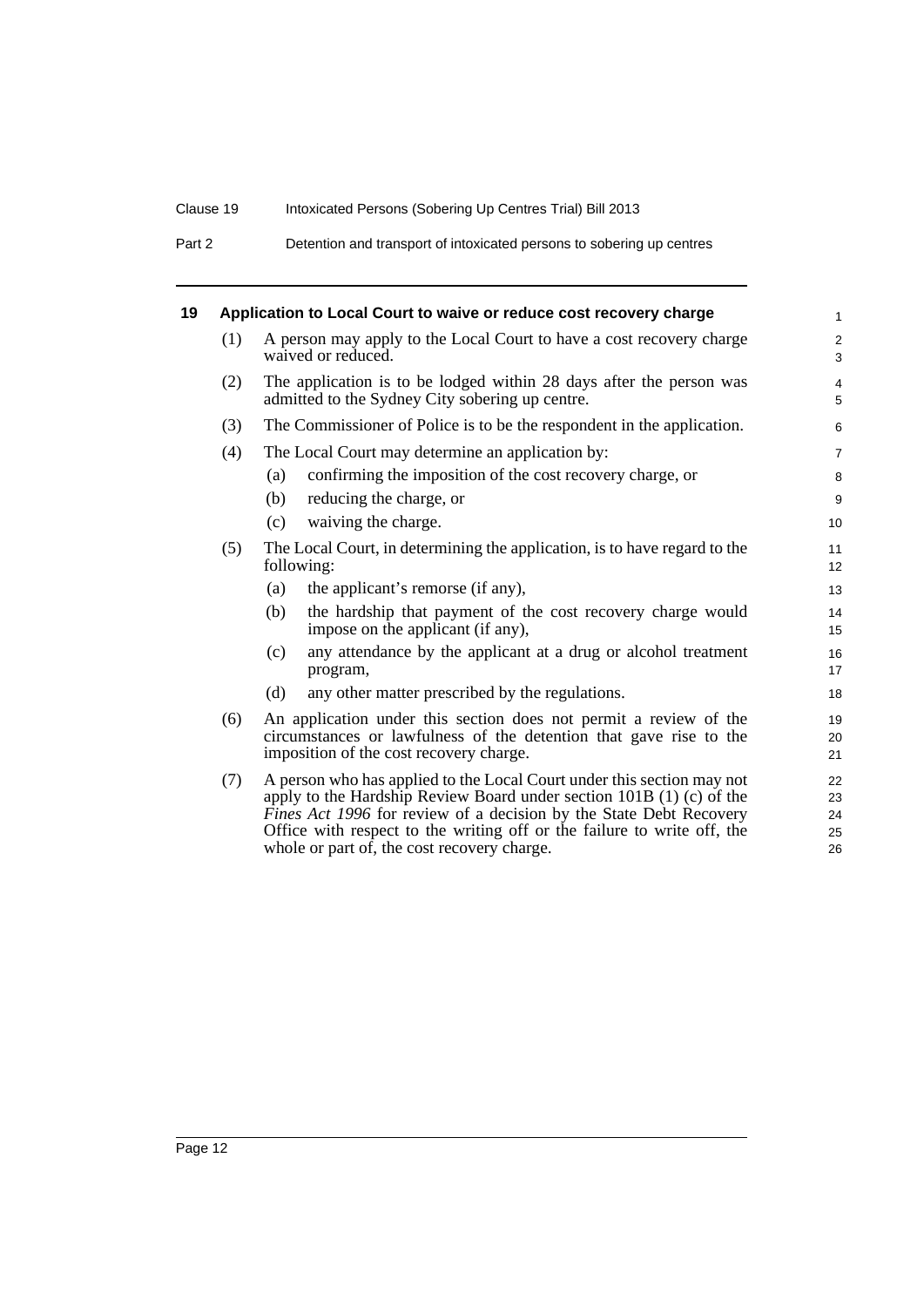## 19 Application to Local Court to waive or reduce cost recovery charge

(1) A person may apply to the Local Court to have a cost recovery charge waived or reduced.

(2) The application is to be lodged within 28 days after the person was admitted to the Sydney City sobering up centre.

(3) The Commissioner of Police is to be the respondent in the application.

(4) The Local Court may determine an application by:

- (a) confirming the imposition of the cost recovery charge, or
- (b) reducing the charge, or
- (c) waiving the charge.

(5) The Local Court, in determining the application, is to have regard to the following:

- (a) the applicant's remorse (if any),
- (b) the hardship that payment of the cost recovery charge would impose on the applicant (if any),
- (c) any attendance by the applicant at a drug or alcohol treatment program,
- (d) any other matter prescribed by the regulations.

(6) An application under this section does not permit a review of the circumstances or lawfulness of the detention that gave rise to the imposition of the cost recovery charge.

(7) A person who has applied to the Local Court under this section may not apply to the Hardship Review Board under section 101B (1) (c) of the *Fines Act 1996* for review of a decision by the State Debt Recovery Office with respect to the writing off or the failure to write off, the whole or part of, the cost recovery charge.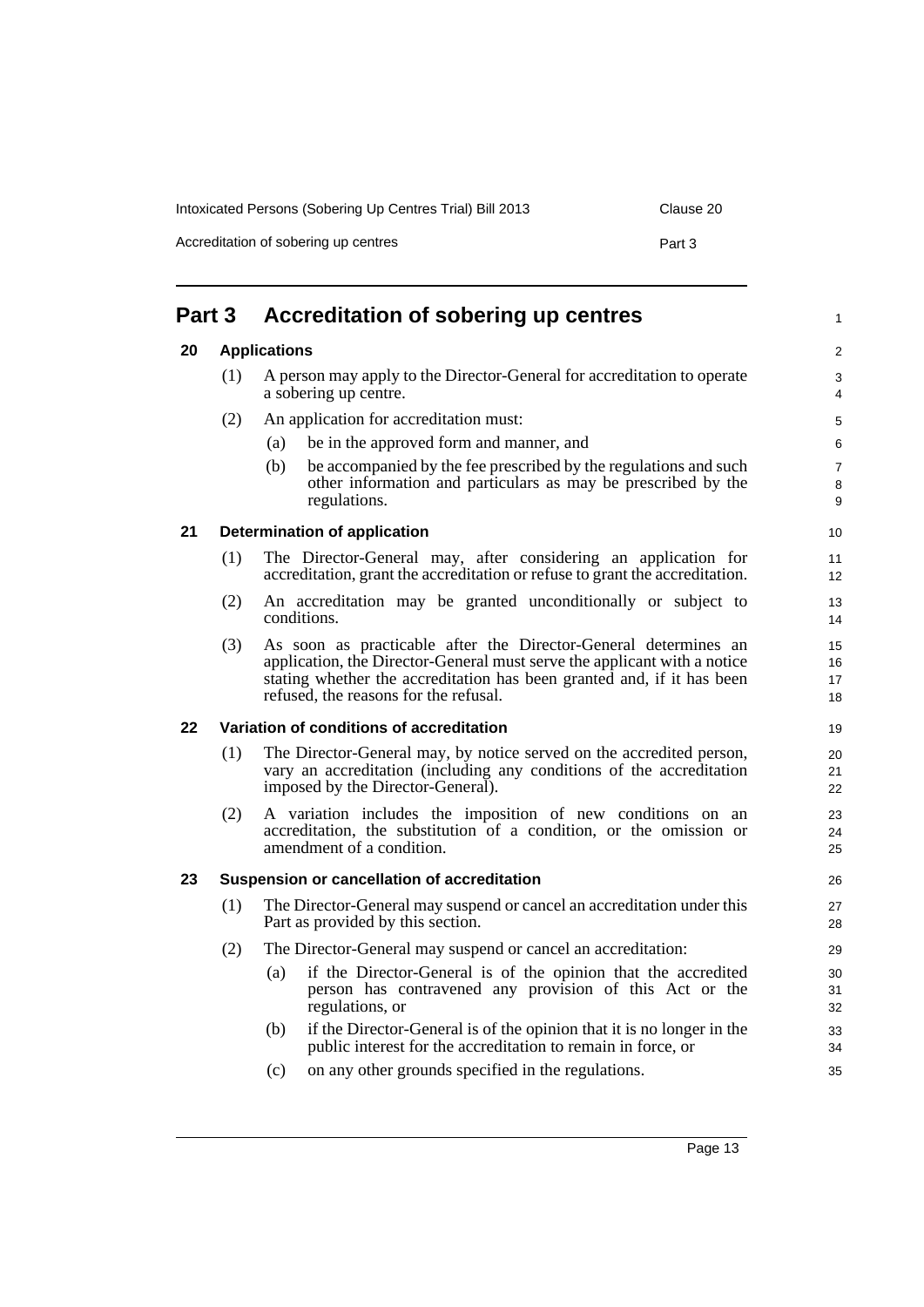# Part 3 Accreditation of sobering up centres

## 20 Applications

(1) A person may apply to the Director-General for accreditation to operate a sobering up centre.

(2) An application for accreditation must:

(a) be in the approved form and manner, and

(b) be accompanied by the fee prescribed by the regulations and such other information and particulars as may be prescribed by the regulations.

## 21 Determination of application

(1) The Director-General may, after considering an application for accreditation, grant the accreditation or refuse to grant the accreditation.

(2) An accreditation may be granted unconditionally or subject to conditions.

(3) As soon as practicable after the Director-General determines an application, the Director-General must serve the applicant with a notice stating whether the accreditation has been granted and, if it has been refused, the reasons for the refusal.

## 22 Variation of conditions of accreditation

(1) The Director-General may, by notice served on the accredited person, vary an accreditation (including any conditions of the accreditation imposed by the Director-General).

(2) A variation includes the imposition of new conditions on an accreditation, the substitution of a condition, or the omission or amendment of a condition.

## 23 Suspension or cancellation of accreditation

(1) The Director-General may suspend or cancel an accreditation under this Part as provided by this section.

(2) The Director-General may suspend or cancel an accreditation:

(a) if the Director-General is of the opinion that the accredited person has contravened any provision of this Act or the regulations, or

(b) if the Director-General is of the opinion that it is no longer in the public interest for the accreditation to remain in force, or

(c) on any other grounds specified in the regulations.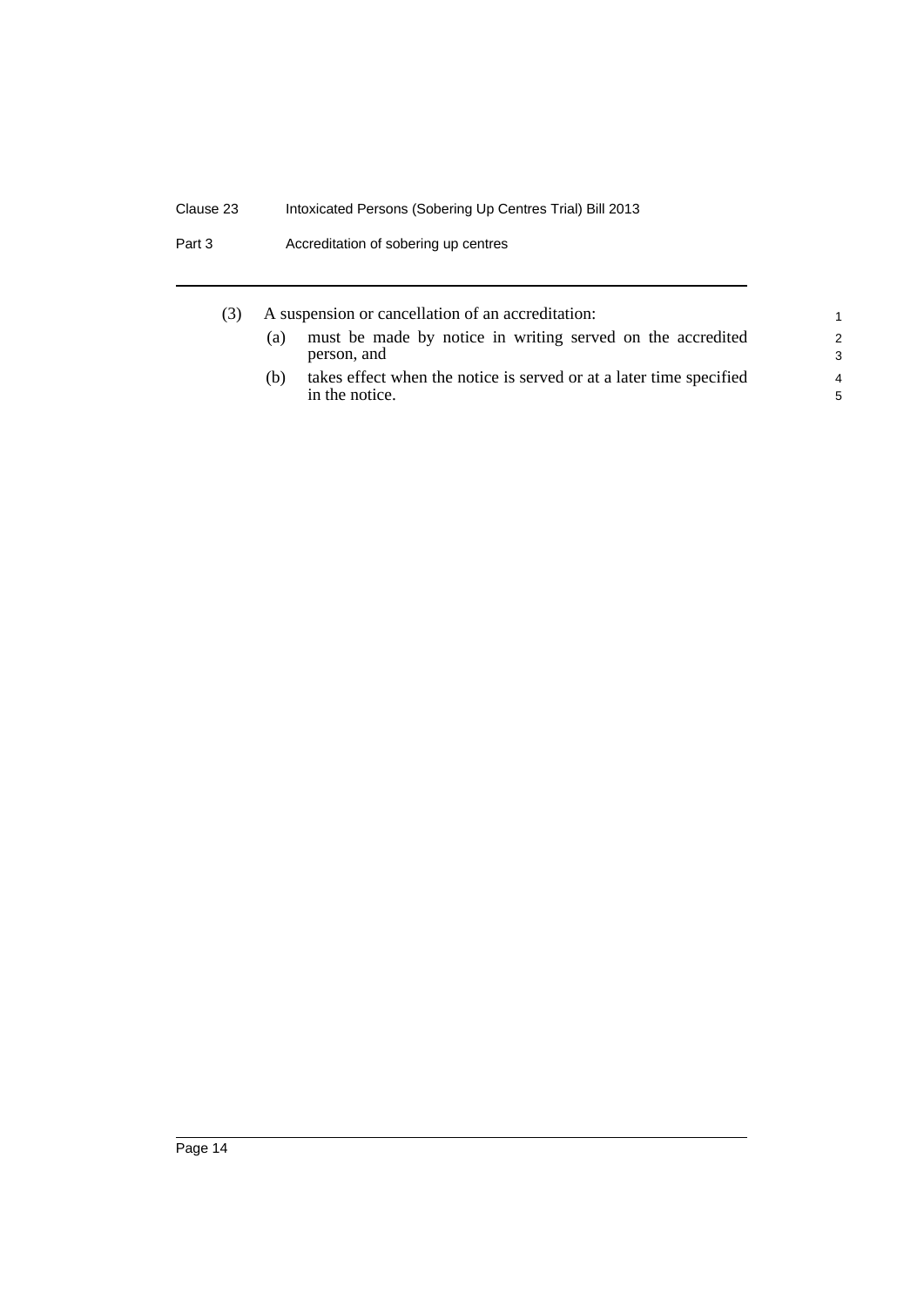(3) A suspension or cancellation of an accreditation:

(a) must be made by notice in writing served on the accredited person, and

(b) takes effect when the notice is served or at a later time specified in the notice.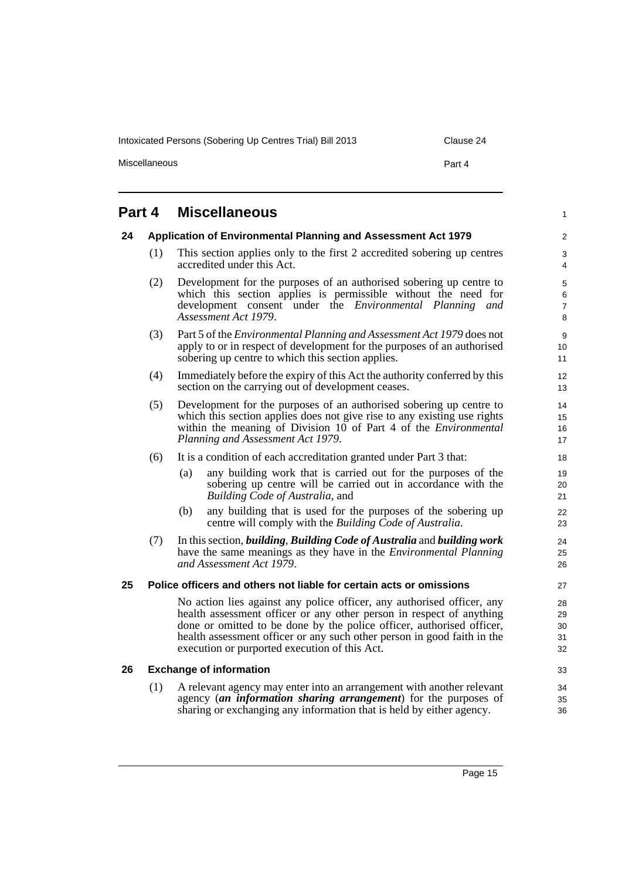# Part 4 Miscellaneous

## 24 Application of Environmental Planning and Assessment Act 1979

(1) This section applies only to the first 2 accredited sobering up centres accredited under this Act.

(2) Development for the purposes of an authorised sobering up centre to which this section applies is permissible without the need for development consent under the *Environmental Planning and Assessment Act 1979*.

(3) Part 5 of the *Environmental Planning and Assessment Act 1979* does not apply to or in respect of development for the purposes of an authorised sobering up centre to which this section applies.

(4) Immediately before the expiry of this Act the authority conferred by this section on the carrying out of development ceases.

(5) Development for the purposes of an authorised sobering up centre to which this section applies does not give rise to any existing use rights within the meaning of Division 10 of Part 4 of the *Environmental Planning and Assessment Act 1979*.

(6) It is a condition of each accreditation granted under Part 3 that:

(a) any building work that is carried out for the purposes of the sobering up centre will be carried out in accordance with the *Building Code of Australia*, and

(b) any building that is used for the purposes of the sobering up centre will comply with the *Building Code of Australia*.

(7) In this section, ***building***, ***Building Code of Australia*** and ***building work*** have the same meanings as they have in the *Environmental Planning and Assessment Act 1979*.

## 25 Police officers and others not liable for certain acts or omissions

No action lies against any police officer, any authorised officer, any health assessment officer or any other person in respect of anything done or omitted to be done by the police officer, authorised officer, health assessment officer or any such other person in good faith in the execution or purported execution of this Act.

## 26 Exchange of information

(1) A relevant agency may enter into an arrangement with another relevant agency (***an information sharing arrangement***) for the purposes of sharing or exchanging any information that is held by either agency.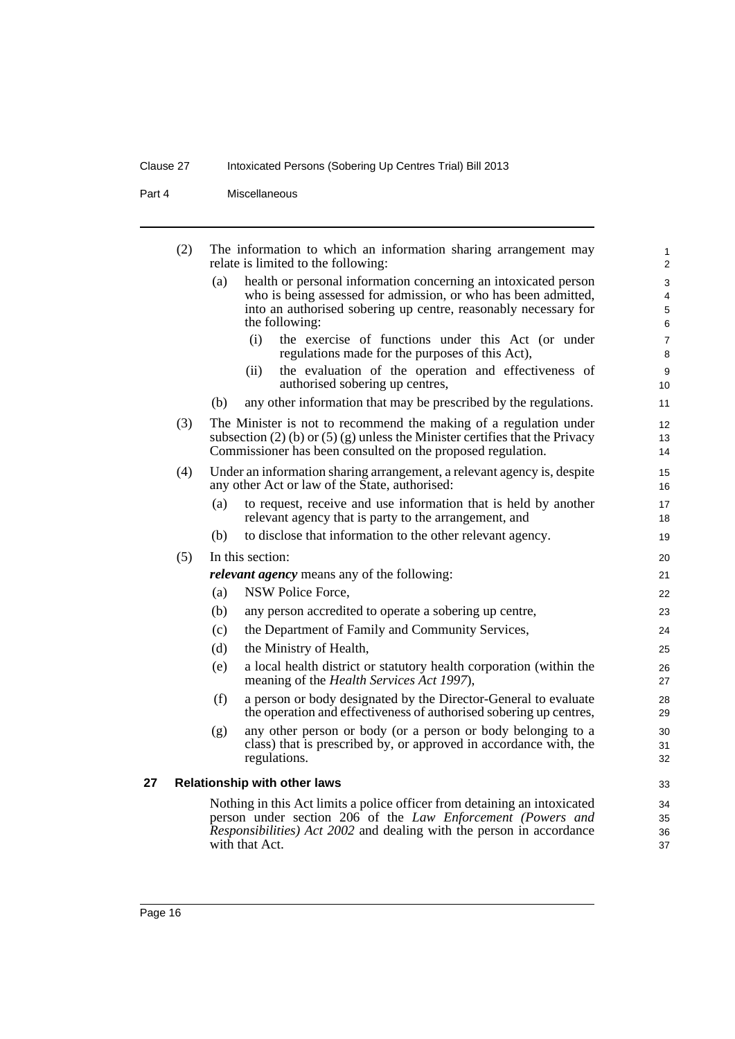(2) The information to which an information sharing arrangement may relate is limited to the following:

(a) health or personal information concerning an intoxicated person who is being assessed for admission, or who has been admitted, into an authorised sobering up centre, reasonably necessary for the following:

(i) the exercise of functions under this Act (or under regulations made for the purposes of this Act),

(ii) the evaluation of the operation and effectiveness of authorised sobering up centres,

(b) any other information that may be prescribed by the regulations.

(3) The Minister is not to recommend the making of a regulation under subsection (2) (b) or (5) (g) unless the Minister certifies that the Privacy Commissioner has been consulted on the proposed regulation.

(4) Under an information sharing arrangement, a relevant agency is, despite any other Act or law of the State, authorised:

(a) to request, receive and use information that is held by another relevant agency that is party to the arrangement, and

(b) to disclose that information to the other relevant agency.

(5) In this section:

***relevant agency*** means any of the following:

(a) NSW Police Force,

(b) any person accredited to operate a sobering up centre,

(c) the Department of Family and Community Services,

(d) the Ministry of Health,

(e) a local health district or statutory health corporation (within the meaning of the *Health Services Act 1997*),

(f) a person or body designated by the Director-General to evaluate the operation and effectiveness of authorised sobering up centres,

(g) any other person or body (or a person or body belonging to a class) that is prescribed by, or approved in accordance with, the regulations.

## 27 Relationship with other laws

Nothing in this Act limits a police officer from detaining an intoxicated person under section 206 of the *Law Enforcement (Powers and Responsibilities) Act 2002* and dealing with the person in accordance with that Act.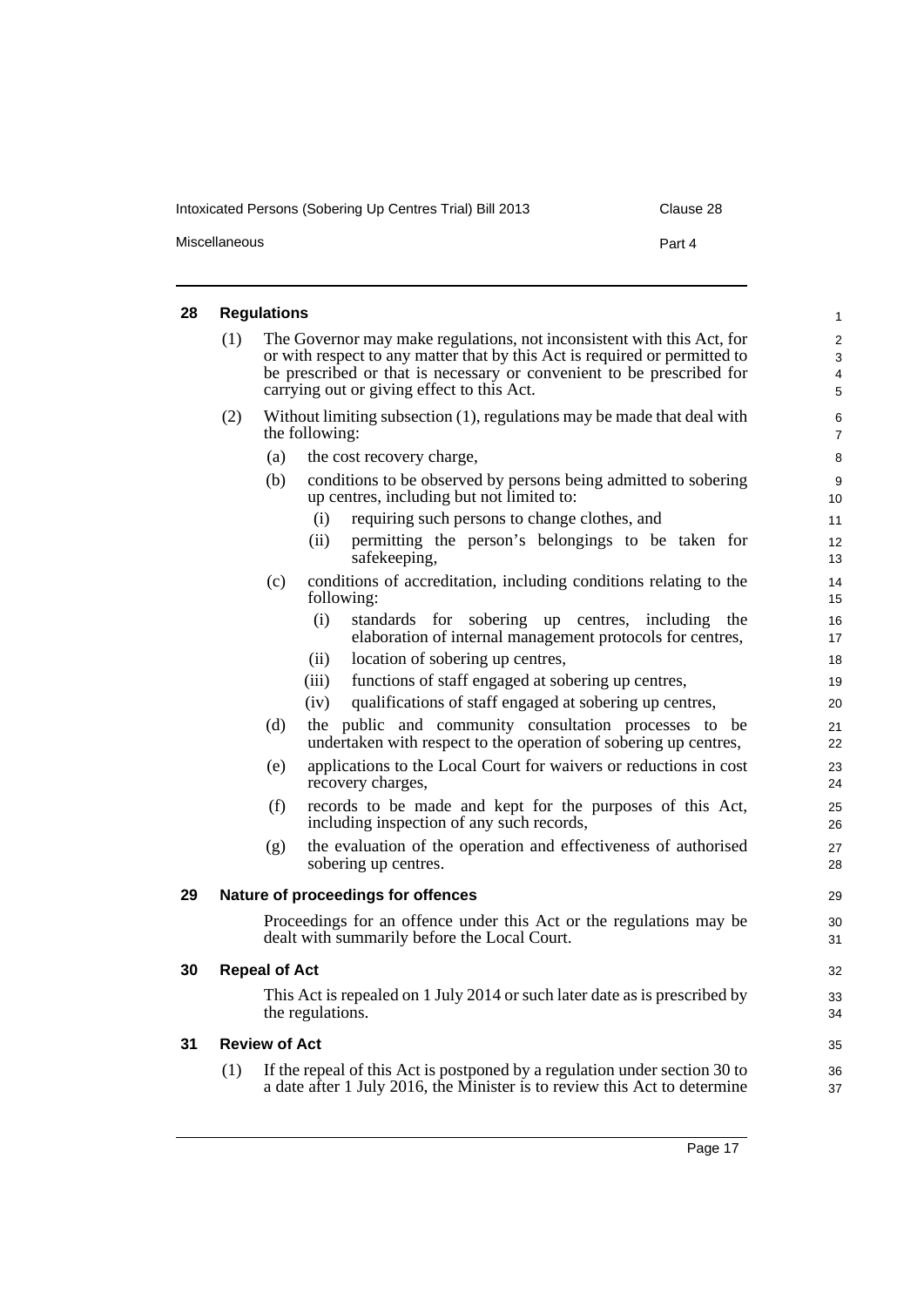## 28 Regulations

(1) The Governor may make regulations, not inconsistent with this Act, for or with respect to any matter that by this Act is required or permitted to be prescribed or that is necessary or convenient to be prescribed for carrying out or giving effect to this Act.

(2) Without limiting subsection (1), regulations may be made that deal with the following:

- (a) the cost recovery charge,
- (b) conditions to be observed by persons being admitted to sobering up centres, including but not limited to:
  - (i) requiring such persons to change clothes, and
  - (ii) permitting the person's belongings to be taken for safekeeping,
- (c) conditions of accreditation, including conditions relating to the following:
  - (i) standards for sobering up centres, including the elaboration of internal management protocols for centres,
  - (ii) location of sobering up centres,
  - (iii) functions of staff engaged at sobering up centres,
  - (iv) qualifications of staff engaged at sobering up centres,
- (d) the public and community consultation processes to be undertaken with respect to the operation of sobering up centres,
- (e) applications to the Local Court for waivers or reductions in cost recovery charges,
- (f) records to be made and kept for the purposes of this Act, including inspection of any such records,
- (g) the evaluation of the operation and effectiveness of authorised sobering up centres.

## 29 Nature of proceedings for offences

Proceedings for an offence under this Act or the regulations may be dealt with summarily before the Local Court.

## 30 Repeal of Act

This Act is repealed on 1 July 2014 or such later date as is prescribed by the regulations.

## 31 Review of Act

(1) If the repeal of this Act is postponed by a regulation under section 30 to a date after 1 July 2016, the Minister is to review this Act to determine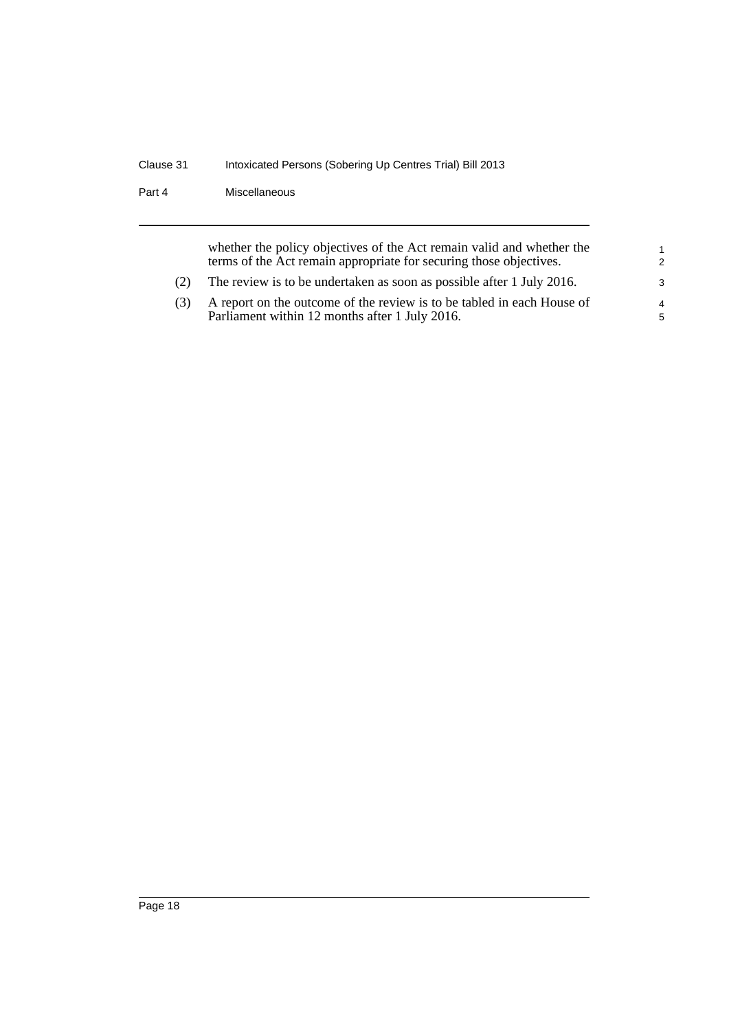whether the policy objectives of the Act remain valid and whether the terms of the Act remain appropriate for securing those objectives.

(2) The review is to be undertaken as soon as possible after 1 July 2016.

(3) A report on the outcome of the review is to be tabled in each House of Parliament within 12 months after 1 July 2016.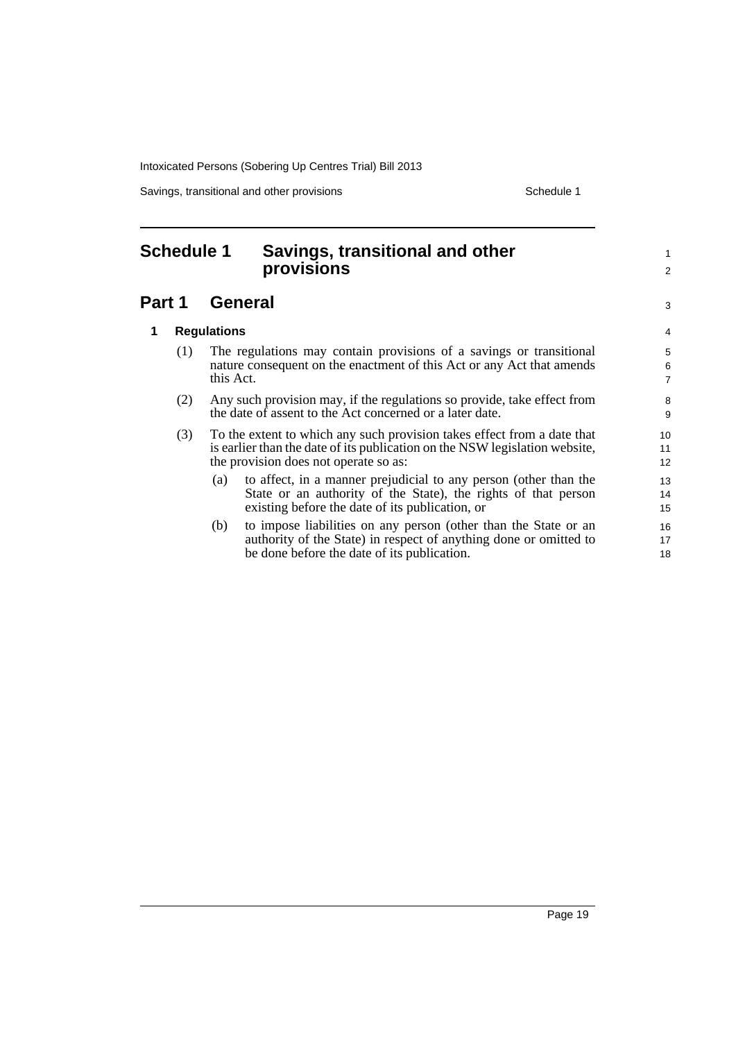# Schedule 1 Savings, transitional and other provisions

## Part 1 General

### 1 Regulations

(1) The regulations may contain provisions of a savings or transitional nature consequent on the enactment of this Act or any Act that amends this Act.

(2) Any such provision may, if the regulations so provide, take effect from the date of assent to the Act concerned or a later date.

(3) To the extent to which any such provision takes effect from a date that is earlier than the date of its publication on the NSW legislation website, the provision does not operate so as:

(a) to affect, in a manner prejudicial to any person (other than the State or an authority of the State), the rights of that person existing before the date of its publication, or

(b) to impose liabilities on any person (other than the State or an authority of the State) in respect of anything done or omitted to be done before the date of its publication.